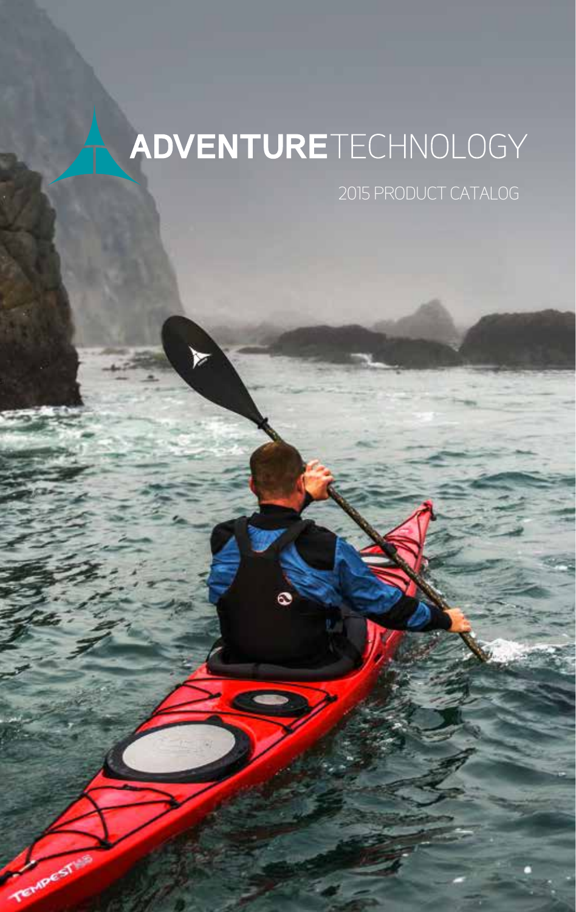# ADVENTURETECHNOLOGY

2015 PRODUCT CATALOG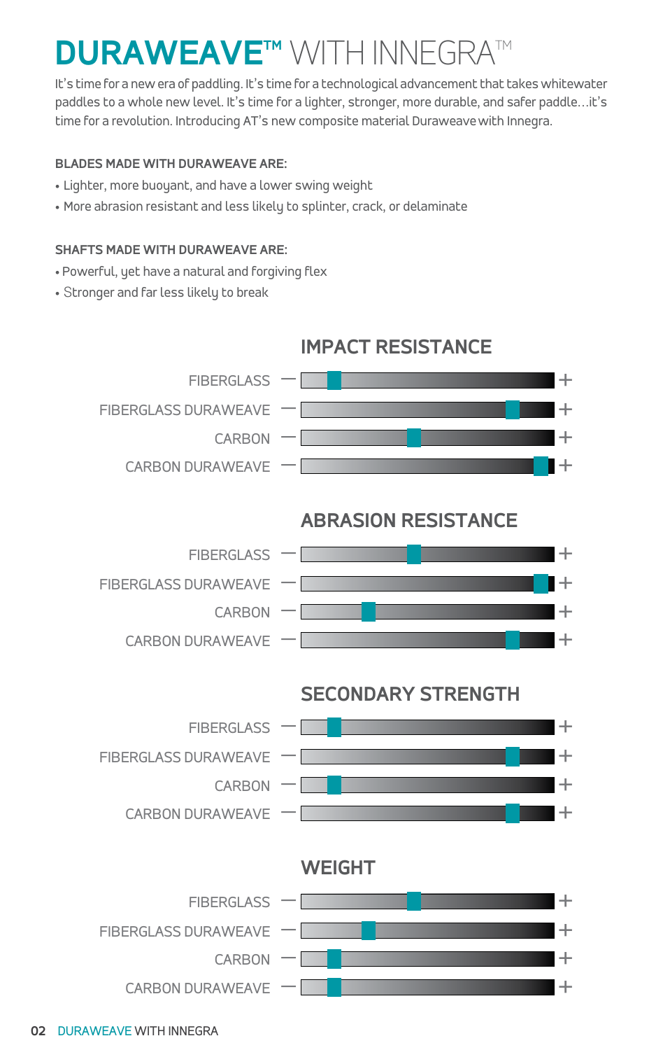# DURAWEAVE™ WITH INNEGRA™

It's time for a new era of paddling. It's time for a technological advancement that takes whitewater paddles to a whole new level. It's time for a lighter, stronger, more durable, and safer paddle…it's time for a revolution. Introducing AT's new composite material Duraweave with Innegra.

**BLADES MADE WITH DURAWEAVE ARE:**

- Lighter, more buoyant, and have a lower swing weight
- More abrasion resistant and less likely to splinter, crack, or delaminate

**SHAFTS MADE WITH DURAWEAVE ARE:**

- Powerful, yet have a natural and forgiving flex
- Stronger and far less likely to break

## IMPACT RESISTANCE

FIBERGLASS — +

FIBERGLASS DURAWEAVE — +

CARBON — +

CARBON DURAWEAVE — +

## ABRASION RESISTANCE

FIBERGLASS — +

FIBERGLASS DURAWEAVE — +

CARBON — +

CARBON DURAWEAVE — +

## SECONDARY STRENGTH

FIBERGLASS — +

FIBERGLASS DURAWEAVE — +

CARBON — +

CARBON DURAWEAVE — +

## WEIGHT

FIBERGLASS — +

FIBERGLASS DURAWEAVE — +

CARBON — +

CARBON DURAWEAVE — +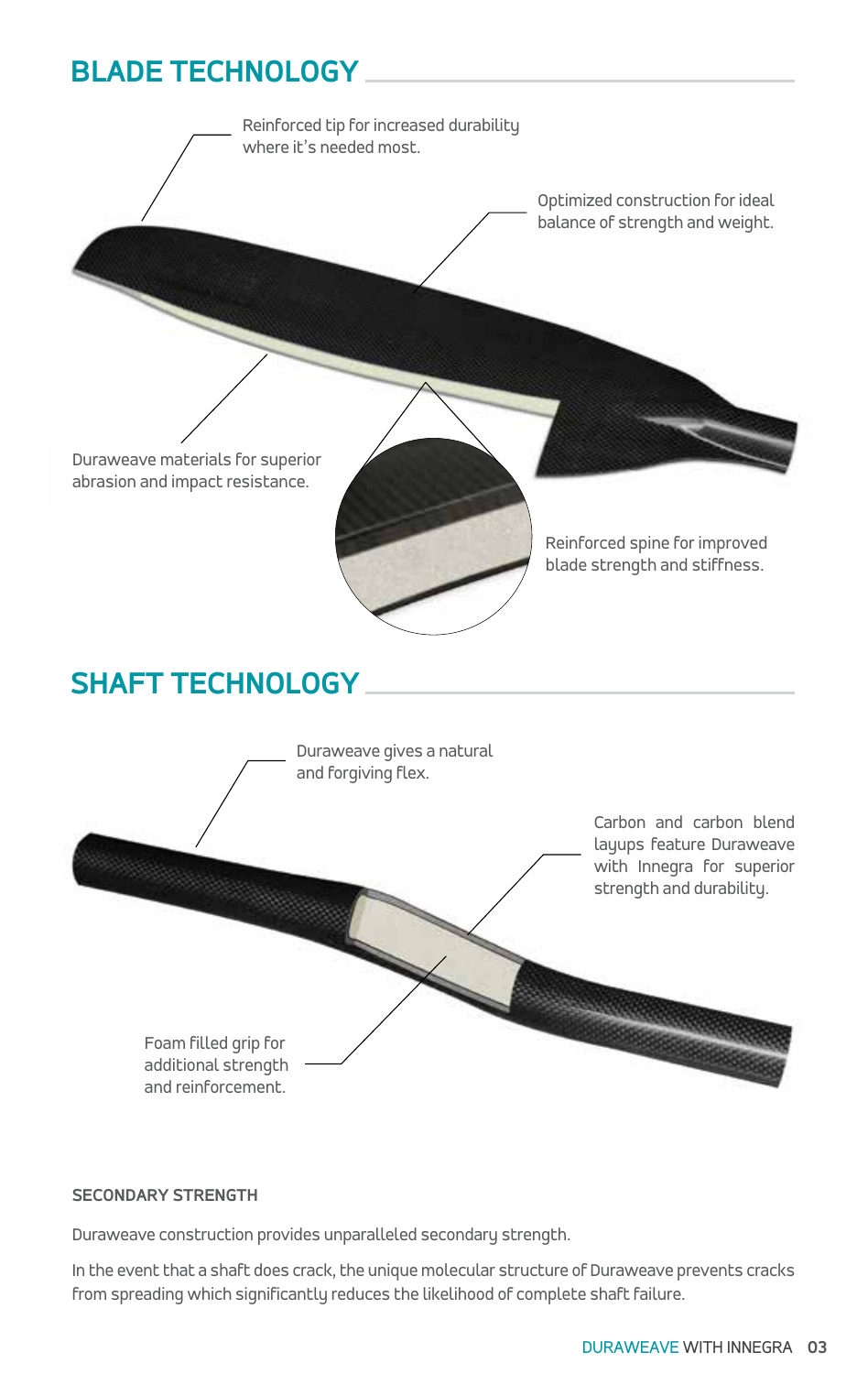## BLADE TECHNOLOGY

Reinforced tip for increased durability where it's needed most.

Optimized construction for ideal balance of strength and weight.

Duraweave materials for superior abrasion and impact resistance.

Reinforced spine for improved blade strength and stiffness.

## SHAFT TECHNOLOGY

Duraweave gives a natural and forgiving flex.

Carbon and carbon blend layups feature Duraweave with Innegra for superior strength and durability.

Foam filled grip for additional strength and reinforcement.

### SECONDARY STRENGTH

Duraweave construction provides unparalleled secondary strength.

In the event that a shaft does crack, the unique molecular structure of Duraweave prevents cracks from spreading which significantly reduces the likelihood of complete shaft failure.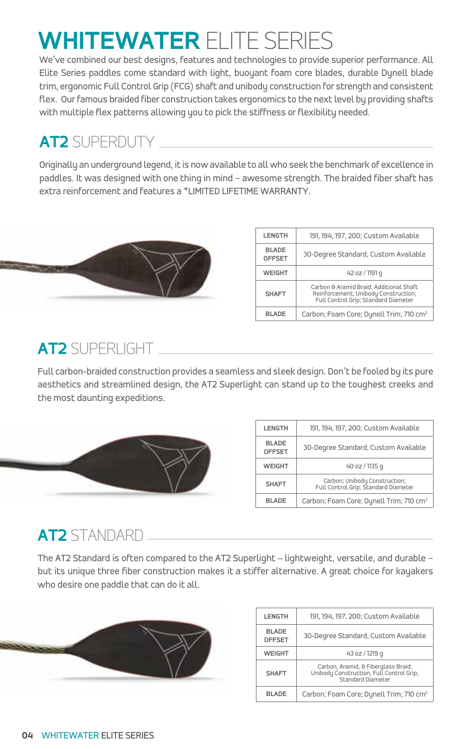# WHITEWATER ELITE SERIES

We've combined our best designs, features and technologies to provide superior performance. All Elite Series paddles come standard with light, buoyant foam core blades, durable Dynell blade trim, ergonomic Full Control Grip (FCG) shaft and unibody construction for strength and consistent flex. Our famous braided fiber construction takes ergonomics to the next level by providing shafts with multiple flex patterns allowing you to pick the stiffness or flexibility needed.

## AT2 SUPERDUTY

Originally an underground legend, it is now available to all who seek the benchmark of excellence in paddles. It was designed with one thing in mind – awesome strength. The braided fiber shaft has extra reinforcement and features a *LIMITED LIFETIME WARRANTY.

| | |
|---|---|
| LENGTH | 191, 194, 197, 200; Custom Available |
| BLADE OFFSET | 30-Degree Standard, Custom Available |
| WEIGHT | 42 oz / 1191 g |
| SHAFT | Carbon & Aramid Braid; Additional Shaft Reinforcement; Unibody Construction; Full Control Grip; Standard Diameter |
| BLADE | Carbon; Foam Core; Dynell Trim; 710 cm$^2$ |

## AT2 SUPERLIGHT

Full carbon-braided construction provides a seamless and sleek design. Don't be fooled by its pure aesthetics and streamlined design, the AT2 Superlight can stand up to the toughest creeks and the most daunting expeditions.

| | |
|---|---|
| LENGTH | 191, 194, 197, 200; Custom Available |
| BLADE OFFSET | 30-Degree Standard, Custom Available |
| WEIGHT | 40 oz / 1135 g |
| SHAFT | Carbon; Unibody Construction; Full Control Grip; Standard Diameter |
| BLADE | Carbon; Foam Core; Dynell Trim; 710 cm$^2$ |

## AT2 STANDARD

The AT2 Standard is often compared to the AT2 Superlight – lightweight, versatile, and durable – but its unique three fiber construction makes it a stiffer alternative. A great choice for kayakers who desire one paddle that can do it all.

| | |
|---|---|
| LENGTH | 191, 194, 197, 200; Custom Available |
| BLADE OFFSET | 30-Degree Standard, Custom Available |
| WEIGHT | 43 oz / 1219 g |
| SHAFT | Carbon, Aramid, & Fiberglass Braid; Unibody Construction; Full Control Grip; Standard Diameter |
| BLADE | Carbon; Foam Core; Dynell Trim; 710 cm$^2$ |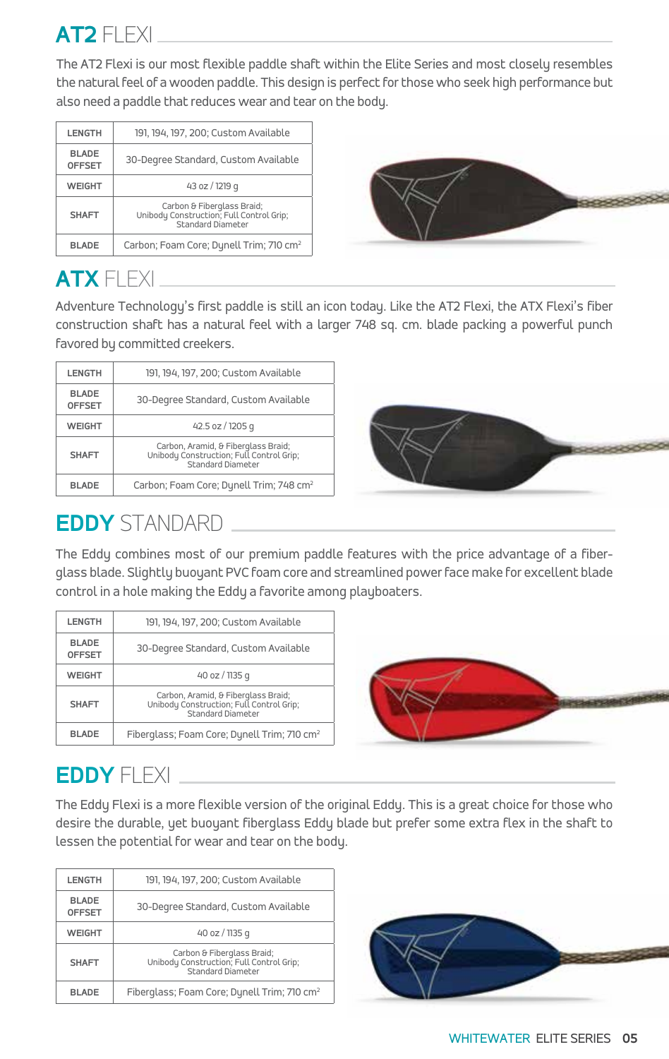## AT2 FLEXI

The AT2 Flexi is our most flexible paddle shaft within the Elite Series and most closely resembles the natural feel of a wooden paddle. This design is perfect for those who seek high performance but also need a paddle that reduces wear and tear on the body.

| | |
|---|---|
| LENGTH | 191, 194, 197, 200; Custom Available |
| BLADE OFFSET | 30-Degree Standard, Custom Available |
| WEIGHT | 43 oz / 1219 g |
| SHAFT | Carbon & Fiberglass Braid; Unibody Construction; Full Control Grip; Standard Diameter |
| BLADE | Carbon; Foam Core; Dynell Trim; 710 cm² |

## ATX FLEXI

Adventure Technology's first paddle is still an icon today. Like the AT2 Flexi, the ATX Flexi's fiber construction shaft has a natural feel with a larger 748 sq. cm. blade packing a powerful punch favored by committed creekers.

| | |
|---|---|
| LENGTH | 191, 194, 197, 200; Custom Available |
| BLADE OFFSET | 30-Degree Standard, Custom Available |
| WEIGHT | 42.5 oz / 1205 g |
| SHAFT | Carbon, Aramid, & Fiberglass Braid; Unibody Construction; Full Control Grip; Standard Diameter |
| BLADE | Carbon; Foam Core; Dynell Trim; 748 cm² |

## EDDY STANDARD

The Eddy combines most of our premium paddle features with the price advantage of a fiberglass blade. Slightly buoyant PVC foam core and streamlined power face make for excellent blade control in a hole making the Eddy a favorite among playboaters.

| | |
|---|---|
| LENGTH | 191, 194, 197, 200; Custom Available |
| BLADE OFFSET | 30-Degree Standard, Custom Available |
| WEIGHT | 40 oz / 1135 g |
| SHAFT | Carbon, Aramid, & Fiberglass Braid; Unibody Construction; Full Control Grip; Standard Diameter |
| BLADE | Fiberglass; Foam Core; Dynell Trim; 710 cm² |

## EDDY FLEXI

The Eddy Flexi is a more flexible version of the original Eddy. This is a great choice for those who desire the durable, yet buoyant fiberglass Eddy blade but prefer some extra flex in the shaft to lessen the potential for wear and tear on the body.

| | |
|---|---|
| LENGTH | 191, 194, 197, 200; Custom Available |
| BLADE OFFSET | 30-Degree Standard, Custom Available |
| WEIGHT | 40 oz / 1135 g |
| SHAFT | Carbon & Fiberglass Braid; Unibody Construction; Full Control Grip; Standard Diameter |
| BLADE | Fiberglass; Foam Core; Dynell Trim; 710 cm² |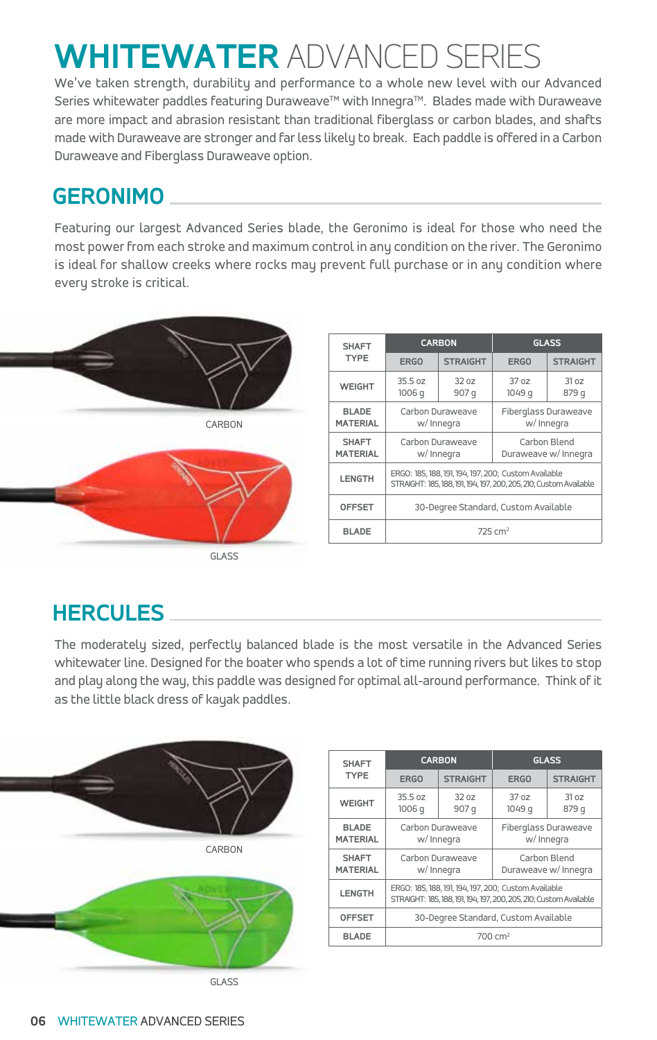# WHITEWATER ADVANCED SERIES

We've taken strength, durability and performance to a whole new level with our Advanced Series whitewater paddles featuring Duraweave™ with Innegra™. Blades made with Duraweave are more impact and abrasion resistant than traditional fiberglass or carbon blades, and shafts made with Duraweave are stronger and far less likely to break. Each paddle is offered in a Carbon Duraweave and Fiberglass Duraweave option.

## GERONIMO

Featuring our largest Advanced Series blade, the Geronimo is ideal for those who need the most power from each stroke and maximum control in any condition on the river. The Geronimo is ideal for shallow creeks where rocks may prevent full purchase or in any condition where every stroke is critical.

CARBON

GLASS

| SHAFT TYPE | CARBON | | GLASS | |
|---|---|---|---|---|
| | ERGO | STRAIGHT | ERGO | STRAIGHT |
| WEIGHT | 35.5 oz 1006 g | 32 oz 907 g | 37 oz 1049 g | 31 oz 879 g |
| BLADE MATERIAL | Carbon Duraweave w/ Innegra | | Fiberglass Duraweave w/ Innegra | |
| SHAFT MATERIAL | Carbon Duraweave w/ Innegra | | Carbon Blend Duraweave w/ Innegra | |
| LENGTH | ERGO: 185, 188, 191, 194, 197, 200; Custom Available STRAIGHT: 185, 188, 191, 194, 197, 200, 205, 210; Custom Available | | | |
| OFFSET | 30-Degree Standard, Custom Available | | | |
| BLADE | 725 cm² | | | |

## HERCULES

The moderately sized, perfectly balanced blade is the most versatile in the Advanced Series whitewater line. Designed for the boater who spends a lot of time running rivers but likes to stop and play along the way, this paddle was designed for optimal all-around performance. Think of it as the little black dress of kayak paddles.

CARBON

GLASS

| SHAFT TYPE | CARBON | | GLASS | |
|---|---|---|---|---|
| | ERGO | STRAIGHT | ERGO | STRAIGHT |
| WEIGHT | 35.5 oz 1006 g | 32 oz 907 g | 37 oz 1049 g | 31 oz 879 g |
| BLADE MATERIAL | Carbon Duraweave w/ Innegra | | Fiberglass Duraweave w/ Innegra | |
| SHAFT MATERIAL | Carbon Duraweave w/ Innegra | | Carbon Blend Duraweave w/ Innegra | |
| LENGTH | ERGO: 185, 188, 191, 194, 197, 200; Custom Available STRAIGHT: 185, 188, 191, 194, 197, 200, 205, 210; Custom Available | | | |
| OFFSET | 30-Degree Standard, Custom Available | | | |
| BLADE | 700 cm² | | | |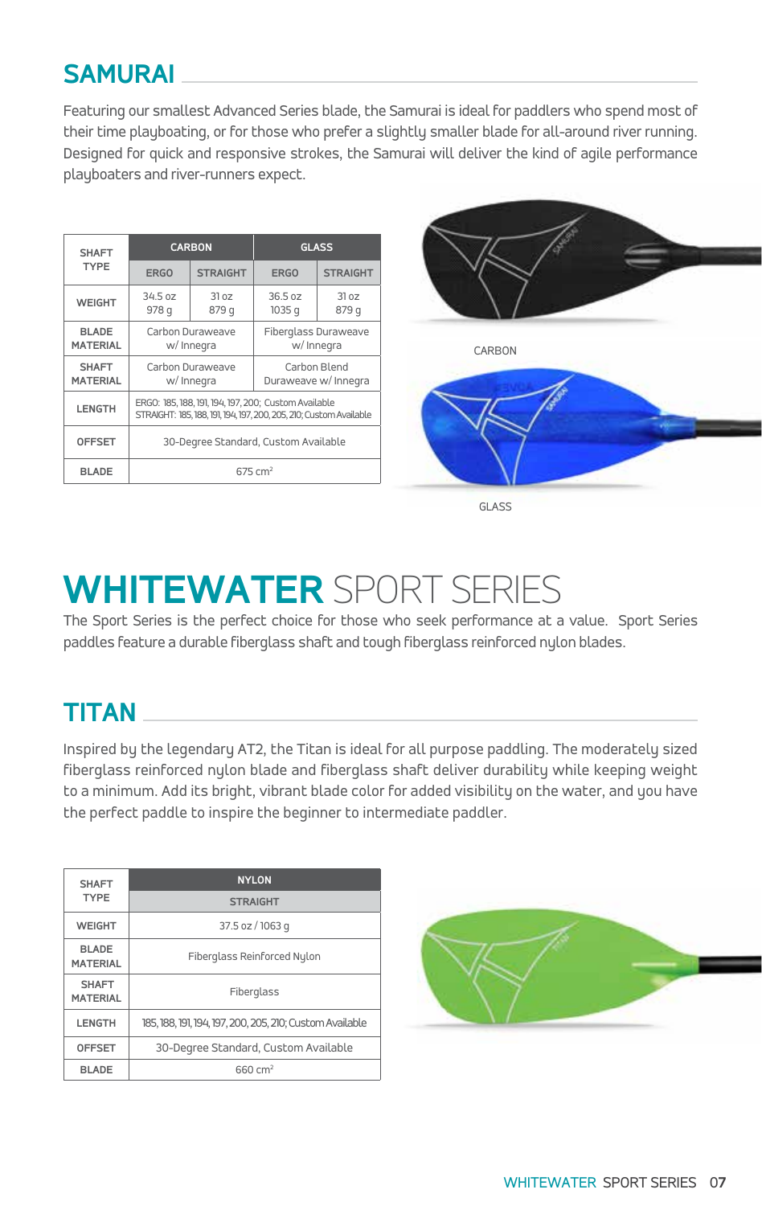## SAMURAI

Featuring our smallest Advanced Series blade, the Samurai is ideal for paddlers who spend most of their time playboating, or for those who prefer a slightly smaller blade for all-around river running. Designed for quick and responsive strokes, the Samurai will deliver the kind of agile performance playboaters and river-runners expect.

| SHAFT TYPE | CARBON | | GLASS | |
|---|---|---|---|---|
| | ERGO | STRAIGHT | ERGO | STRAIGHT |
| WEIGHT | 34.5 oz 978 g | 31 oz 879 g | 36.5 oz 1035 g | 31 oz 879 g |
| BLADE MATERIAL | Carbon Duraweave w/ Innegra | | Fiberglass Duraweave w/ Innegra | |
| SHAFT MATERIAL | Carbon Duraweave w/ Innegra | | Carbon Blend Duraweave w/ Innegra | |
| LENGTH | ERGO: 185, 188, 191, 194, 197, 200; Custom Available STRAIGHT: 185, 188, 191, 194, 197, 200, 205, 210; Custom Available | | | |
| OFFSET | 30-Degree Standard, Custom Available | | | |
| BLADE | 675 cm² | | | |

CARBON

GLASS

# WHITEWATER SPORT SERIES

The Sport Series is the perfect choice for those who seek performance at a value. Sport Series paddles feature a durable fiberglass shaft and tough fiberglass reinforced nylon blades.

## TITAN

Inspired by the legendary AT2, the Titan is ideal for all purpose paddling. The moderately sized fiberglass reinforced nylon blade and fiberglass shaft deliver durability while keeping weight to a minimum. Add its bright, vibrant blade color for added visibility on the water, and you have the perfect paddle to inspire the beginner to intermediate paddler.

| SHAFT TYPE | NYLON |
|---|---|
| | STRAIGHT |
| WEIGHT | 37.5 oz / 1063 g |
| BLADE MATERIAL | Fiberglass Reinforced Nylon |
| SHAFT MATERIAL | Fiberglass |
| LENGTH | 185, 188, 191, 194, 197, 200, 205, 210; Custom Available |
| OFFSET | 30-Degree Standard, Custom Available |
| BLADE | 660 cm² |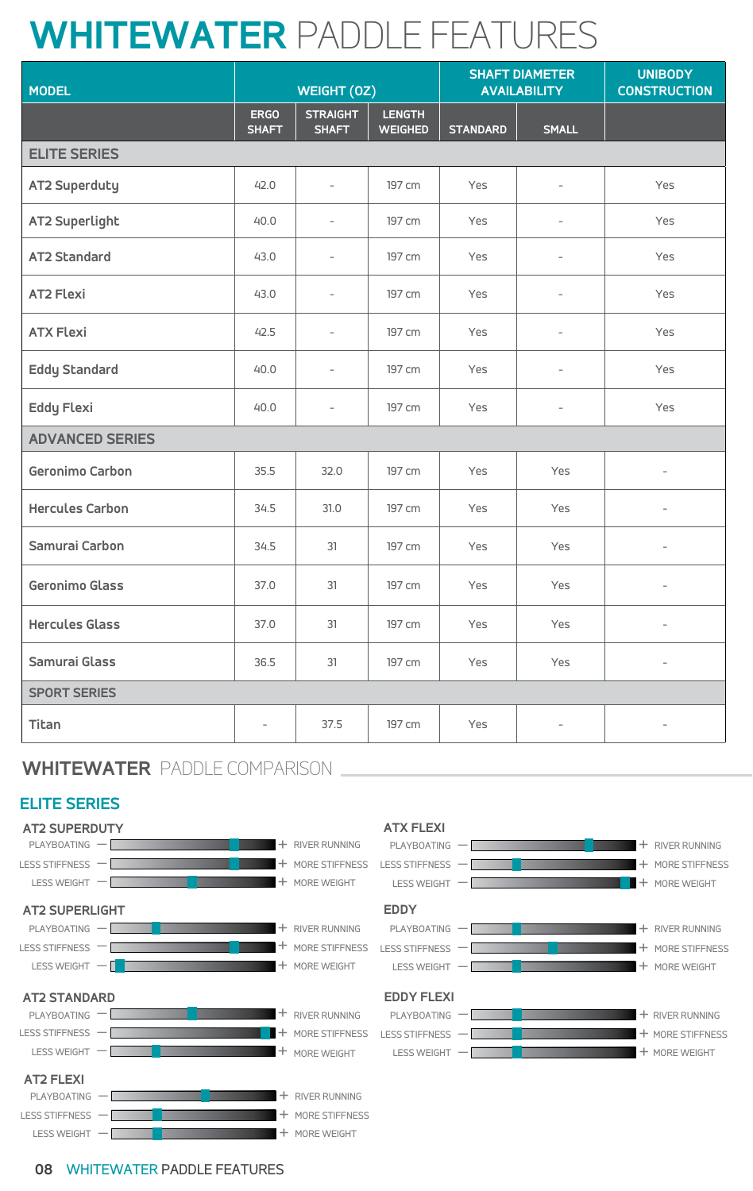# WHITEWATER PADDLE FEATURES

| MODEL | WEIGHT (OZ) | | | SHAFT DIAMETER AVAILABILITY | | UNIBODY CONSTRUCTION |
|---|---|---|---|---|---|---|
| | ERGO SHAFT | STRAIGHT SHAFT | LENGTH WEIGHED | STANDARD | SMALL | |
| **ELITE SERIES** | | | | | | |
| AT2 Superduty | 42.0 | - | 197 cm | Yes | - | Yes |
| AT2 Superlight | 40.0 | - | 197 cm | Yes | - | Yes |
| AT2 Standard | 43.0 | - | 197 cm | Yes | - | Yes |
| AT2 Flexi | 43.0 | - | 197 cm | Yes | - | Yes |
| ATX Flexi | 42.5 | - | 197 cm | Yes | - | Yes |
| Eddy Standard | 40.0 | - | 197 cm | Yes | - | Yes |
| Eddy Flexi | 40.0 | - | 197 cm | Yes | - | Yes |
| **ADVANCED SERIES** | | | | | | |
| Geronimo Carbon | 35.5 | 32.0 | 197 cm | Yes | Yes | - |
| Hercules Carbon | 34.5 | 31.0 | 197 cm | Yes | Yes | - |
| Samurai Carbon | 34.5 | 31 | 197 cm | Yes | Yes | - |
| Geronimo Glass | 37.0 | 31 | 197 cm | Yes | Yes | - |
| Hercules Glass | 37.0 | 31 | 197 cm | Yes | Yes | - |
| Samurai Glass | 36.5 | 31 | 197 cm | Yes | Yes | - |
| **SPORT SERIES** | | | | | | |
| Titan | - | 37.5 | 197 cm | Yes | - | - |

## WHITEWATER PADDLE COMPARISON

### ELITE SERIES

**AT2 SUPERDUTY**
- PLAYBOATING — + RIVER RUNNING
- LESS STIFFNESS — + MORE STIFFNESS
- LESS WEIGHT — + MORE WEIGHT

**AT2 SUPERLIGHT**
- PLAYBOATING — + RIVER RUNNING
- LESS STIFFNESS — + MORE STIFFNESS
- LESS WEIGHT — + MORE WEIGHT

**AT2 STANDARD**
- PLAYBOATING — + RIVER RUNNING
- LESS STIFFNESS — + MORE STIFFNESS
- LESS WEIGHT — + MORE WEIGHT

**AT2 FLEXI**
- PLAYBOATING — + RIVER RUNNING
- LESS STIFFNESS — + MORE STIFFNESS
- LESS WEIGHT — + MORE WEIGHT

**ATX FLEXI**
- PLAYBOATING — + RIVER RUNNING
- LESS STIFFNESS — + MORE STIFFNESS
- LESS WEIGHT — + MORE WEIGHT

**EDDY**
- PLAYBOATING — + RIVER RUNNING
- LESS STIFFNESS — + MORE STIFFNESS
- LESS WEIGHT — + MORE WEIGHT

**EDDY FLEXI**
- PLAYBOATING — + RIVER RUNNING
- LESS STIFFNESS — + MORE STIFFNESS
- LESS WEIGHT — + MORE WEIGHT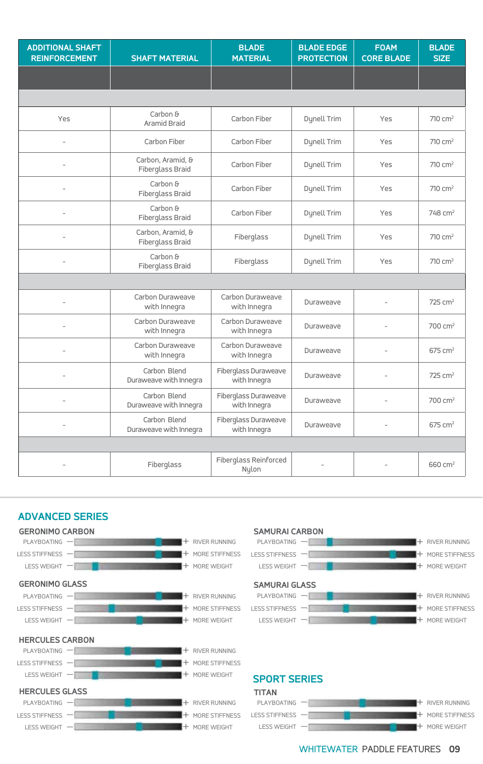| ADDITIONAL SHAFT REINFORCEMENT | SHAFT MATERIAL | BLADE MATERIAL | BLADE EDGE PROTECTION | FOAM CORE BLADE | BLADE SIZE |
|---|---|---|---|---|---|
| | | | | | |
| | | | | | |
| Yes | Carbon & Aramid Braid | Carbon Fiber | Dynell Trim | Yes | 710 cm² |
| - | Carbon Fiber | Carbon Fiber | Dynell Trim | Yes | 710 cm² |
| - | Carbon, Aramid, & Fiberglass Braid | Carbon Fiber | Dynell Trim | Yes | 710 cm² |
| - | Carbon & Fiberglass Braid | Carbon Fiber | Dynell Trim | Yes | 710 cm² |
| - | Carbon & Fiberglass Braid | Carbon Fiber | Dynell Trim | Yes | 748 cm² |
| - | Carbon, Aramid, & Fiberglass Braid | Fiberglass | Dynell Trim | Yes | 710 cm² |
| - | Carbon & Fiberglass Braid | Fiberglass | Dynell Trim | Yes | 710 cm² |
| | | | | | |
| - | Carbon Duraweave with Innegra | Carbon Duraweave with Innegra | Duraweave | - | 725 cm² |
| - | Carbon Duraweave with Innegra | Carbon Duraweave with Innegra | Duraweave | - | 700 cm² |
| - | Carbon Duraweave with Innegra | Carbon Duraweave with Innegra | Duraweave | - | 675 cm² |
| - | Carbon Blend Duraweave with Innegra | Fiberglass Duraweave with Innegra | Duraweave | - | 725 cm² |
| - | Carbon Blend Duraweave with Innegra | Fiberglass Duraweave with Innegra | Duraweave | - | 700 cm² |
| - | Carbon Blend Duraweave with Innegra | Fiberglass Duraweave with Innegra | Duraweave | - | 675 cm² |
| | | | | | |
| - | Fiberglass | Fiberglass Reinforced Nylon | - | - | 660 cm² |

## ADVANCED SERIES

### GERONIMO CARBON
PLAYBOATING – + RIVER RUNNING
LESS STIFFNESS – + MORE STIFFNESS
LESS WEIGHT – + MORE WEIGHT

### GERONIMO GLASS
PLAYBOATING – + RIVER RUNNING
LESS STIFFNESS – + MORE STIFFNESS
LESS WEIGHT – + MORE WEIGHT

### HERCULES CARBON
PLAYBOATING – + RIVER RUNNING
LESS STIFFNESS – + MORE STIFFNESS
LESS WEIGHT – + MORE WEIGHT

### HERCULES GLASS
PLAYBOATING – + RIVER RUNNING
LESS STIFFNESS – + MORE STIFFNESS
LESS WEIGHT – + MORE WEIGHT

### SAMURAI CARBON
PLAYBOATING – + RIVER RUNNING
LESS STIFFNESS – + MORE STIFFNESS
LESS WEIGHT – + MORE WEIGHT

### SAMURAI GLASS
PLAYBOATING – + RIVER RUNNING
LESS STIFFNESS – + MORE STIFFNESS
LESS WEIGHT – + MORE WEIGHT

## SPORT SERIES

### TITAN
PLAYBOATING – + RIVER RUNNING
LESS STIFFNESS – + MORE STIFFNESS
LESS WEIGHT – + MORE WEIGHT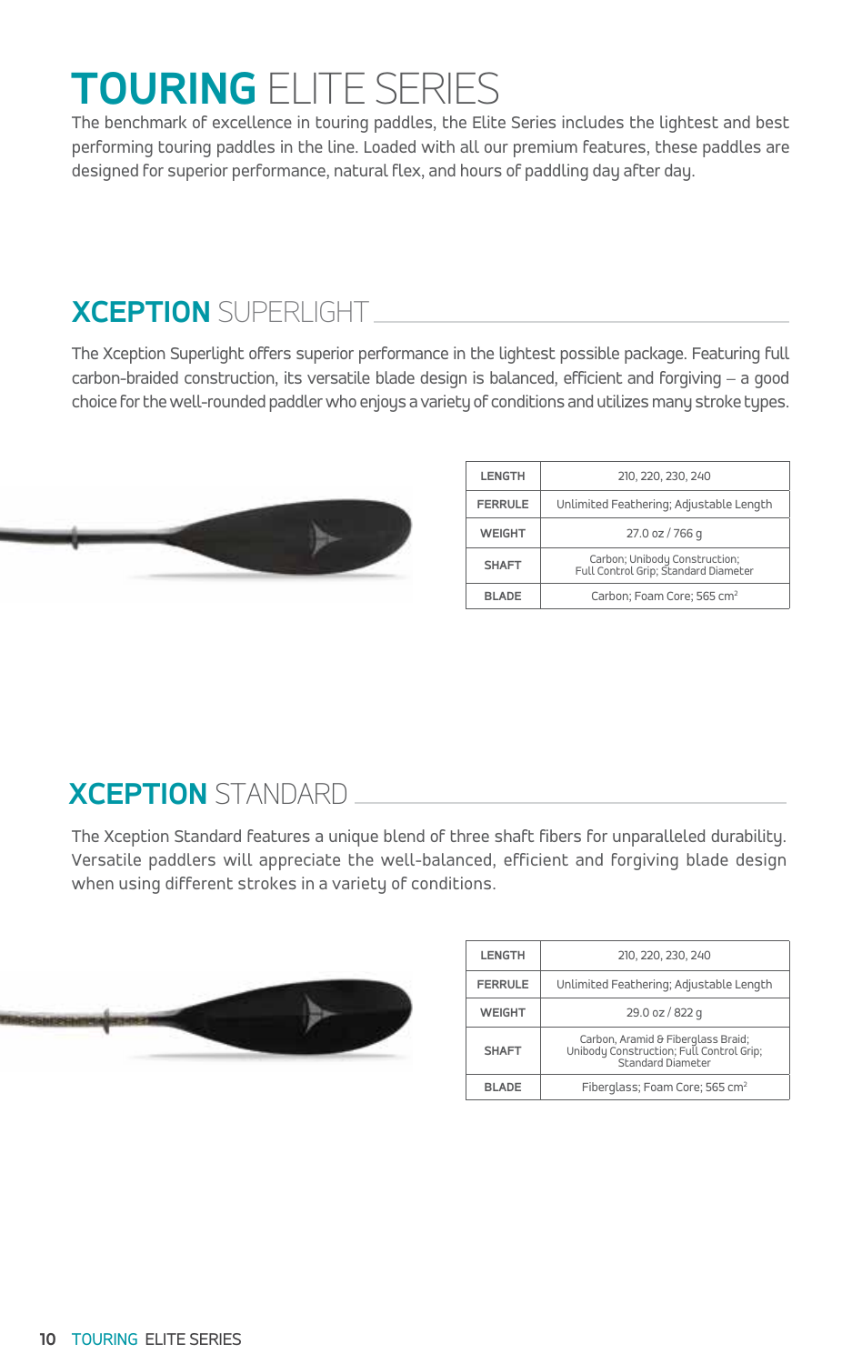# TOURING ELITE SERIES

The benchmark of excellence in touring paddles, the Elite Series includes the lightest and best performing touring paddles in the line. Loaded with all our premium features, these paddles are designed for superior performance, natural flex, and hours of paddling day after day.

## XCEPTION SUPERLIGHT

The Xception Superlight offers superior performance in the lightest possible package. Featuring full carbon-braided construction, its versatile blade design is balanced, efficient and forgiving – a good choice for the well-rounded paddler who enjoys a variety of conditions and utilizes many stroke types.

| | |
|---|---|
| LENGTH | 210, 220, 230, 240 |
| FERRULE | Unlimited Feathering; Adjustable Length |
| WEIGHT | 27.0 oz / 766 g |
| SHAFT | Carbon; Unibody Construction; Full Control Grip; Standard Diameter |
| BLADE | Carbon; Foam Core; 565 cm² |

## XCEPTION STANDARD

The Xception Standard features a unique blend of three shaft fibers for unparalleled durability. Versatile paddlers will appreciate the well-balanced, efficient and forgiving blade design when using different strokes in a variety of conditions.

| | |
|---|---|
| LENGTH | 210, 220, 230, 240 |
| FERRULE | Unlimited Feathering; Adjustable Length |
| WEIGHT | 29.0 oz / 822 g |
| SHAFT | Carbon, Aramid & Fiberglass Braid; Unibody Construction; Full Control Grip; Standard Diameter |
| BLADE | Fiberglass; Foam Core; 565 cm² |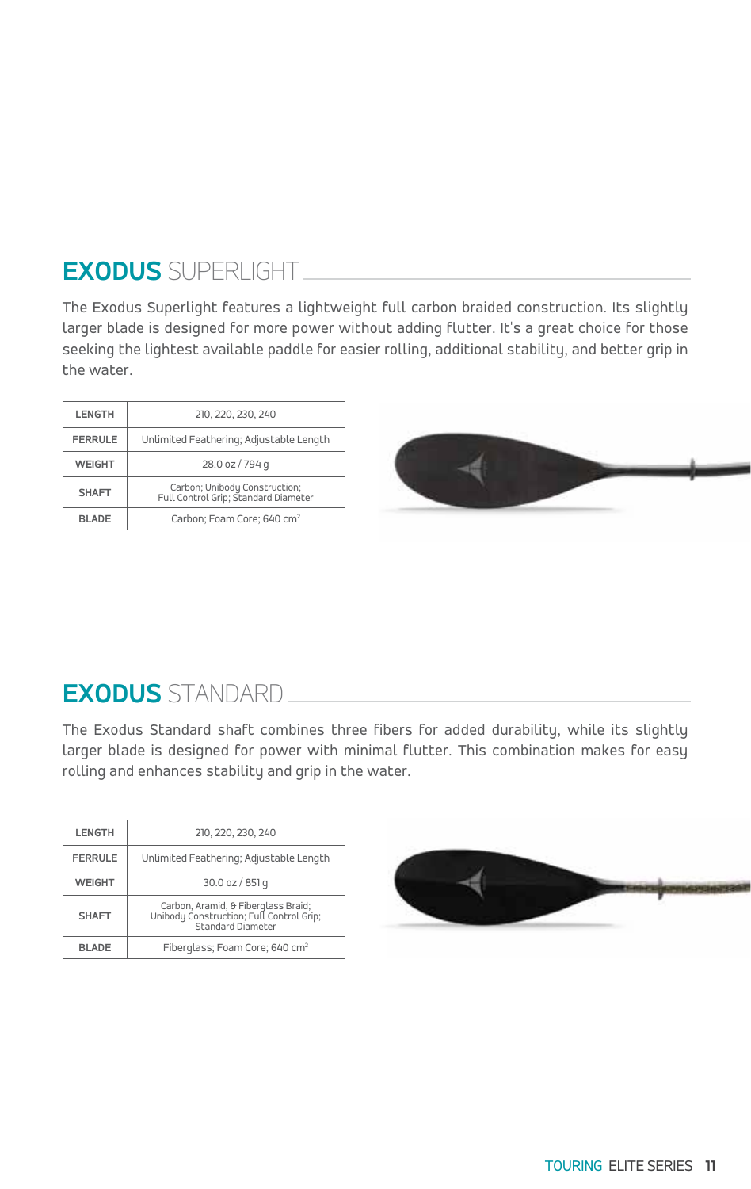## EXODUS SUPERLIGHT

The Exodus Superlight features a lightweight full carbon braided construction. Its slightly larger blade is designed for more power without adding flutter. It's a great choice for those seeking the lightest available paddle for easier rolling, additional stability, and better grip in the water.

| | |
|---|---|
| LENGTH | 210, 220, 230, 240 |
| FERRULE | Unlimited Feathering; Adjustable Length |
| WEIGHT | 28.0 oz / 794 g |
| SHAFT | Carbon; Unibody Construction; Full Control Grip; Standard Diameter |
| BLADE | Carbon; Foam Core; 640 $cm^2$ |

## EXODUS STANDARD

The Exodus Standard shaft combines three fibers for added durability, while its slightly larger blade is designed for power with minimal flutter. This combination makes for easy rolling and enhances stability and grip in the water.

| | |
|---|---|
| LENGTH | 210, 220, 230, 240 |
| FERRULE | Unlimited Feathering; Adjustable Length |
| WEIGHT | 30.0 oz / 851 g |
| SHAFT | Carbon, Aramid, & Fiberglass Braid; Unibody Construction; Full Control Grip; Standard Diameter |
| BLADE | Fiberglass; Foam Core; 640 $cm^2$ |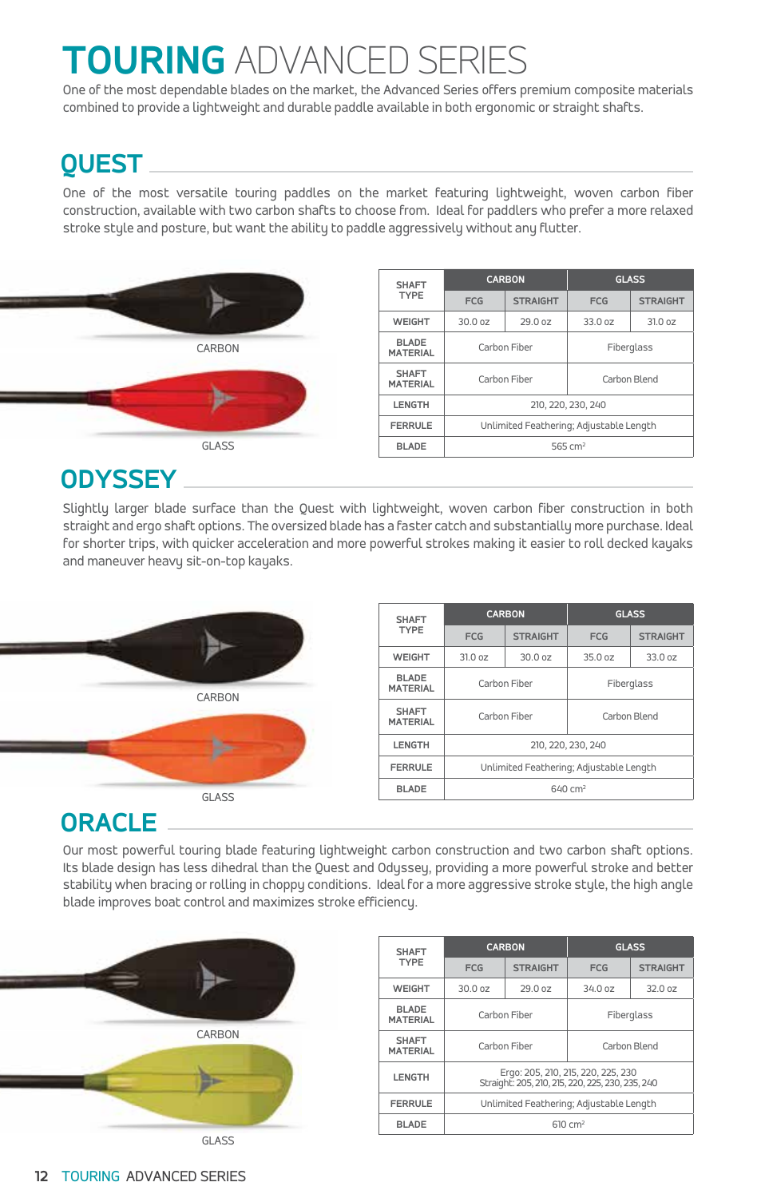# TOURING ADVANCED SERIES

One of the most dependable blades on the market, the Advanced Series offers premium composite materials combined to provide a lightweight and durable paddle available in both ergonomic or straight shafts.

## QUEST

One of the most versatile touring paddles on the market featuring lightweight, woven carbon fiber construction, available with two carbon shafts to choose from. Ideal for paddlers who prefer a more relaxed stroke style and posture, but want the ability to paddle aggressively without any flutter.

CARBON

GLASS

| SHAFT TYPE | CARBON | | GLASS | |
|---|---|---|---|---|
| | FCG | STRAIGHT | FCG | STRAIGHT |
| WEIGHT | 30.0 oz | 29.0 oz | 33.0 oz | 31.0 oz |
| BLADE MATERIAL | Carbon Fiber | | Fiberglass | |
| SHAFT MATERIAL | Carbon Fiber | | Carbon Blend | |
| LENGTH | 210, 220, 230, 240 | | | |
| FERRULE | Unlimited Feathering; Adjustable Length | | | |
| BLADE | 565 cm² | | | |

## ODYSSEY

Slightly larger blade surface than the Quest with lightweight, woven carbon fiber construction in both straight and ergo shaft options. The oversized blade has a faster catch and substantially more purchase. Ideal for shorter trips, with quicker acceleration and more powerful strokes making it easier to roll decked kayaks and maneuver heavy sit-on-top kayaks.

CARBON

GLASS

| SHAFT TYPE | CARBON | | GLASS | |
|---|---|---|---|---|
| | FCG | STRAIGHT | FCG | STRAIGHT |
| WEIGHT | 31.0 oz | 30.0 oz | 35.0 oz | 33.0 oz |
| BLADE MATERIAL | Carbon Fiber | | Fiberglass | |
| SHAFT MATERIAL | Carbon Fiber | | Carbon Blend | |
| LENGTH | 210, 220, 230, 240 | | | |
| FERRULE | Unlimited Feathering; Adjustable Length | | | |
| BLADE | 640 cm² | | | |

## ORACLE

Our most powerful touring blade featuring lightweight carbon construction and two carbon shaft options. Its blade design has less dihedral than the Quest and Odyssey, providing a more powerful stroke and better stability when bracing or rolling in choppy conditions. Ideal for a more aggressive stroke style, the high angle blade improves boat control and maximizes stroke efficiency.

CARBON

GLASS

| SHAFT TYPE | CARBON | | GLASS | |
|---|---|---|---|---|
| | FCG | STRAIGHT | FCG | STRAIGHT |
| WEIGHT | 30.0 oz | 29.0 oz | 34.0 oz | 32.0 oz |
| BLADE MATERIAL | Carbon Fiber | | Fiberglass | |
| SHAFT MATERIAL | Carbon Fiber | | Carbon Blend | |
| LENGTH | Ergo: 205, 210, 215, 220, 225, 230<br>Straight: 205, 210, 215, 220, 225, 230, 235, 240 | | | |
| FERRULE | Unlimited Feathering; Adjustable Length | | | |
| BLADE | 610 cm² | | | |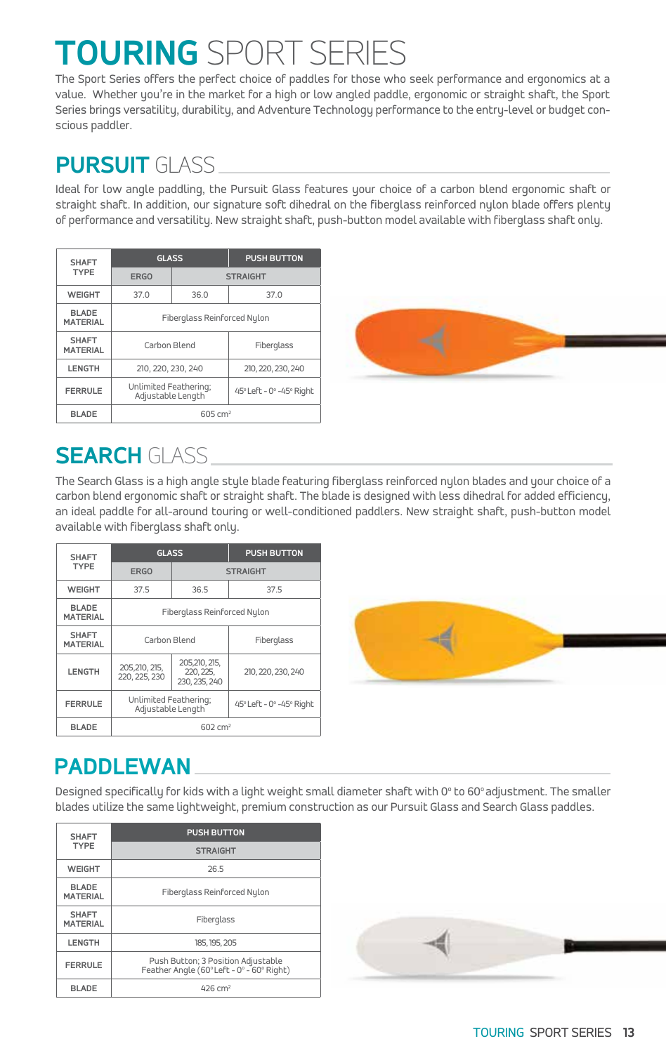# TOURING SPORT SERIES

The Sport Series offers the perfect choice of paddles for those who seek performance and ergonomics at a value. Whether you're in the market for a high or low angled paddle, ergonomic or straight shaft, the Sport Series brings versatility, durability, and Adventure Technology performance to the entry-level or budget conscious paddler.

## PURSUIT GLASS

Ideal for low angle paddling, the Pursuit Glass features your choice of a carbon blend ergonomic shaft or straight shaft. In addition, our signature soft dihedral on the fiberglass reinforced nylon blade offers plenty of performance and versatility. New straight shaft, push-button model available with fiberglass shaft only.

| SHAFT TYPE | GLASS | | PUSH BUTTON |
|---|---|---|---|
| | ERGO | STRAIGHT | STRAIGHT |
| WEIGHT | 37.0 | 36.0 | 37.0 |
| BLADE MATERIAL | Fiberglass Reinforced Nylon | | |
| SHAFT MATERIAL | Carbon Blend | | Fiberglass |
| LENGTH | 210, 220, 230, 240 | | 210, 220, 230, 240 |
| FERRULE | Unlimited Feathering; Adjustable Length | | 45° Left - 0° -45° Right |
| BLADE | 605 cm² | | |

## SEARCH GLASS

The Search Glass is a high angle style blade featuring fiberglass reinforced nylon blades and your choice of a carbon blend ergonomic shaft or straight shaft. The blade is designed with less dihedral for added efficiency, an ideal paddle for all-around touring or well-conditioned paddlers. New straight shaft, push-button model available with fiberglass shaft only.

| SHAFT TYPE | GLASS | | PUSH BUTTON |
|---|---|---|---|
| | ERGO | STRAIGHT | STRAIGHT |
| WEIGHT | 37.5 | 36.5 | 37.5 |
| BLADE MATERIAL | Fiberglass Reinforced Nylon | | |
| SHAFT MATERIAL | Carbon Blend | | Fiberglass |
| LENGTH | 205,210, 215, 220, 225, 230 | 205,210, 215, 220, 225, 230, 235, 240 | 210, 220, 230, 240 |
| FERRULE | Unlimited Feathering; Adjustable Length | | 45° Left - 0° -45° Right |
| BLADE | 602 cm² | | |

## PADDLEWAN

Designed specifically for kids with a light weight small diameter shaft with 0° to 60° adjustment. The smaller blades utilize the same lightweight, premium construction as our Pursuit Glass and Search Glass paddles.

| SHAFT TYPE | PUSH BUTTON |
|---|---|
| | STRAIGHT |
| WEIGHT | 26.5 |
| BLADE MATERIAL | Fiberglass Reinforced Nylon |
| SHAFT MATERIAL | Fiberglass |
| LENGTH | 185, 195, 205 |
| FERRULE | Push Button; 3 Position Adjustable Feather Angle (60° Left - 0° - 60° Right) |
| BLADE | 426 cm² |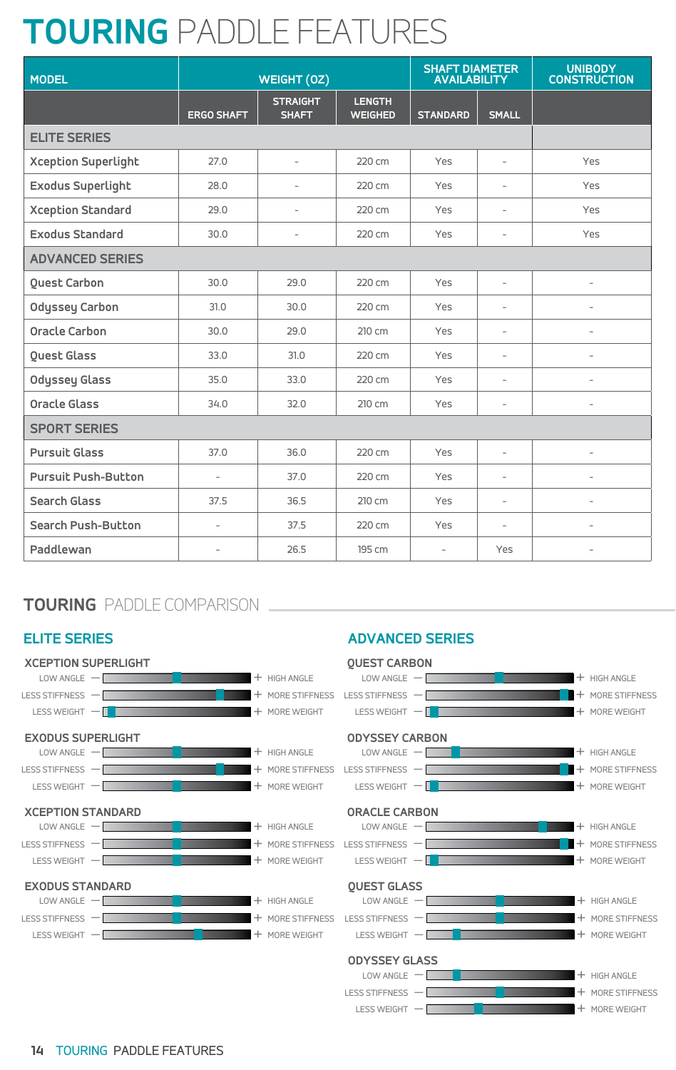# TOURING PADDLE FEATURES

| MODEL | WEIGHT (OZ) | | | SHAFT DIAMETER AVAILABILITY | | UNIBODY CONSTRUCTION |
|---|---|---|---|---|---|---|
| | ERGO SHAFT | STRAIGHT SHAFT | LENGTH WEIGHED | STANDARD | SMALL | |
| **ELITE SERIES** | | | | | | |
| Xception Superlight | 27.0 | - | 220 cm | Yes | - | Yes |
| Exodus Superlight | 28.0 | - | 220 cm | Yes | - | Yes |
| Xception Standard | 29.0 | - | 220 cm | Yes | - | Yes |
| Exodus Standard | 30.0 | - | 220 cm | Yes | - | Yes |
| **ADVANCED SERIES** | | | | | | |
| Quest Carbon | 30.0 | 29.0 | 220 cm | Yes | - | - |
| Odyssey Carbon | 31.0 | 30.0 | 220 cm | Yes | - | - |
| Oracle Carbon | 30.0 | 29.0 | 210 cm | Yes | - | - |
| Quest Glass | 33.0 | 31.0 | 220 cm | Yes | - | - |
| Odyssey Glass | 35.0 | 33.0 | 220 cm | Yes | - | - |
| Oracle Glass | 34.0 | 32.0 | 210 cm | Yes | - | - |
| **SPORT SERIES** | | | | | | |
| Pursuit Glass | 37.0 | 36.0 | 220 cm | Yes | - | - |
| Pursuit Push-Button | - | 37.0 | 220 cm | Yes | - | - |
| Search Glass | 37.5 | 36.5 | 210 cm | Yes | - | - |
| Search Push-Button | - | 37.5 | 220 cm | Yes | - | - |
| Paddlewan | - | 26.5 | 195 cm | - | Yes | - |

## TOURING PADDLE COMPARISON

### ELITE SERIES

**XCEPTION SUPERLIGHT**
- LOW ANGLE — + HIGH ANGLE
- LESS STIFFNESS — + MORE STIFFNESS
- LESS WEIGHT — + MORE WEIGHT

**EXODUS SUPERLIGHT**
- LOW ANGLE — + HIGH ANGLE
- LESS STIFFNESS — + MORE STIFFNESS
- LESS WEIGHT — + MORE WEIGHT

**XCEPTION STANDARD**
- LOW ANGLE — + HIGH ANGLE
- LESS STIFFNESS — + MORE STIFFNESS
- LESS WEIGHT — + MORE WEIGHT

**EXODUS STANDARD**
- LOW ANGLE — + HIGH ANGLE
- LESS STIFFNESS — + MORE STIFFNESS
- LESS WEIGHT — + MORE WEIGHT

### ADVANCED SERIES

**QUEST CARBON**
- LOW ANGLE — + HIGH ANGLE
- LESS STIFFNESS — + MORE STIFFNESS
- LESS WEIGHT — + MORE WEIGHT

**ODYSSEY CARBON**
- LOW ANGLE — + HIGH ANGLE
- LESS STIFFNESS — + MORE STIFFNESS
- LESS WEIGHT — + MORE WEIGHT

**ORACLE CARBON**
- LOW ANGLE — + HIGH ANGLE
- LESS STIFFNESS — + MORE STIFFNESS
- LESS WEIGHT — + MORE WEIGHT

**QUEST GLASS**
- LOW ANGLE — + HIGH ANGLE
- LESS STIFFNESS — + MORE STIFFNESS
- LESS WEIGHT — + MORE WEIGHT

**ODYSSEY GLASS**
- LOW ANGLE — + HIGH ANGLE
- LESS STIFFNESS — + MORE STIFFNESS
- LESS WEIGHT — + MORE WEIGHT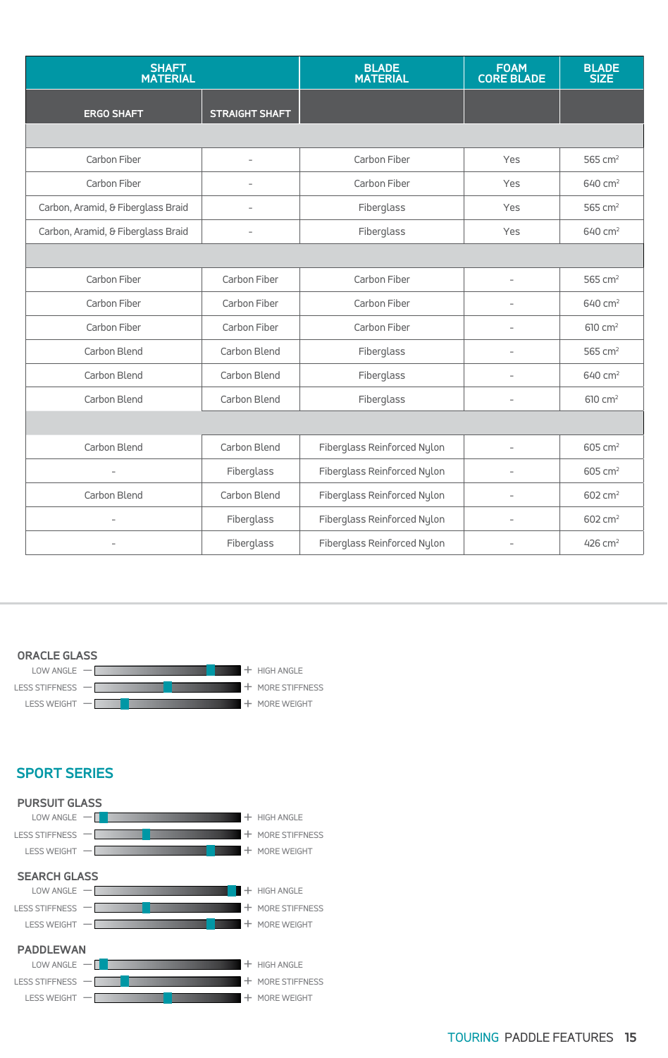| SHAFT MATERIAL | | BLADE MATERIAL | FOAM CORE BLADE | BLADE SIZE |
|---|---|---|---|---|
| ERGO SHAFT | STRAIGHT SHAFT | | | |
| | | | | |
| Carbon Fiber | - | Carbon Fiber | Yes | 565 cm² |
| Carbon Fiber | - | Carbon Fiber | Yes | 640 cm² |
| Carbon, Aramid, & Fiberglass Braid | - | Fiberglass | Yes | 565 cm² |
| Carbon, Aramid, & Fiberglass Braid | - | Fiberglass | Yes | 640 cm² |
| | | | | |
| Carbon Fiber | Carbon Fiber | Carbon Fiber | - | 565 cm² |
| Carbon Fiber | Carbon Fiber | Carbon Fiber | - | 640 cm² |
| Carbon Fiber | Carbon Fiber | Carbon Fiber | - | 610 cm² |
| Carbon Blend | Carbon Blend | Fiberglass | - | 565 cm² |
| Carbon Blend | Carbon Blend | Fiberglass | - | 640 cm² |
| Carbon Blend | Carbon Blend | Fiberglass | - | 610 cm² |
| | | | | |
| Carbon Blend | Carbon Blend | Fiberglass Reinforced Nylon | - | 605 cm² |
| - | Fiberglass | Fiberglass Reinforced Nylon | - | 605 cm² |
| Carbon Blend | Carbon Blend | Fiberglass Reinforced Nylon | - | 602 cm² |
| - | Fiberglass | Fiberglass Reinforced Nylon | - | 602 cm² |
| - | Fiberglass | Fiberglass Reinforced Nylon | - | 426 cm² |

### ORACLE GLASS

LOW ANGLE — + HIGH ANGLE

LESS STIFFNESS — + MORE STIFFNESS

LESS WEIGHT — + MORE WEIGHT

## SPORT SERIES

### PURSUIT GLASS

LOW ANGLE — + HIGH ANGLE

LESS STIFFNESS — + MORE STIFFNESS

LESS WEIGHT — + MORE WEIGHT

### SEARCH GLASS

LOW ANGLE — + HIGH ANGLE

LESS STIFFNESS — + MORE STIFFNESS

LESS WEIGHT — + MORE WEIGHT

### PADDLEWAN

LOW ANGLE — + HIGH ANGLE

LESS STIFFNESS — + MORE STIFFNESS

LESS WEIGHT — + MORE WEIGHT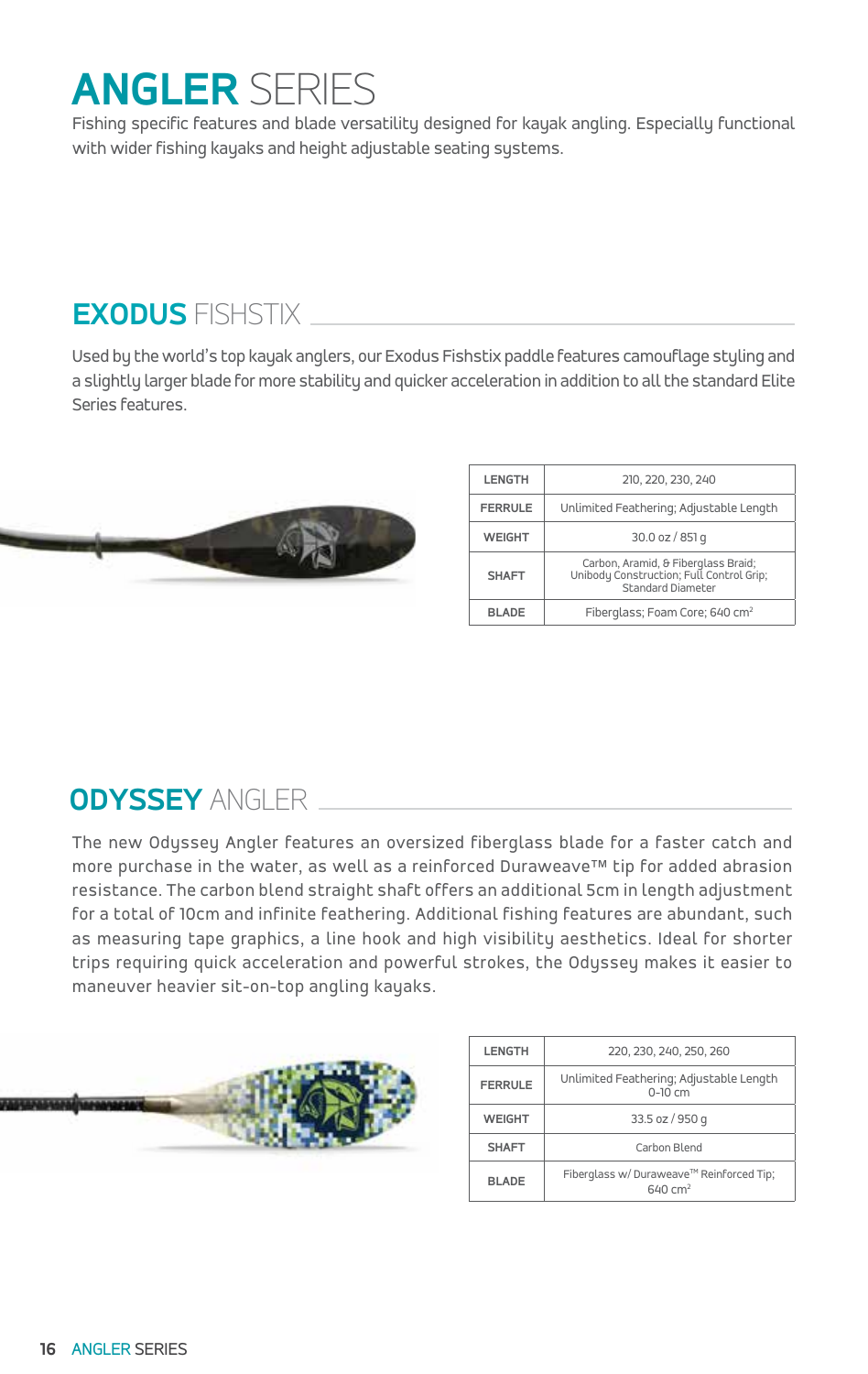# ANGLER SERIES

Fishing specific features and blade versatility designed for kayak angling. Especially functional with wider fishing kayaks and height adjustable seating systems.

## EXODUS FISHSTIX

Used by the world's top kayak anglers, our Exodus Fishstix paddle features camouflage styling and a slightly larger blade for more stability and quicker acceleration in addition to all the standard Elite Series features.

| | |
|---|---|
| LENGTH | 210, 220, 230, 240 |
| FERRULE | Unlimited Feathering; Adjustable Length |
| WEIGHT | 30.0 oz / 851 g |
| SHAFT | Carbon, Aramid, & Fiberglass Braid; Unibody Construction; Full Control Grip; Standard Diameter |
| BLADE | Fiberglass; Foam Core; 640 $cm^2$ |

## ODYSSEY ANGLER

The new Odyssey Angler features an oversized fiberglass blade for a faster catch and more purchase in the water, as well as a reinforced Duraweave™ tip for added abrasion resistance. The carbon blend straight shaft offers an additional 5cm in length adjustment for a total of 10cm and infinite feathering. Additional fishing features are abundant, such as measuring tape graphics, a line hook and high visibility aesthetics. Ideal for shorter trips requiring quick acceleration and powerful strokes, the Odyssey makes it easier to maneuver heavier sit-on-top angling kayaks.

| | |
|---|---|
| LENGTH | 220, 230, 240, 250, 260 |
| FERRULE | Unlimited Feathering; Adjustable Length 0–10 cm |
| WEIGHT | 33.5 oz / 950 g |
| SHAFT | Carbon Blend |
| BLADE | Fiberglass w/ Duraweave™ Reinforced Tip; 640 $cm^2$ |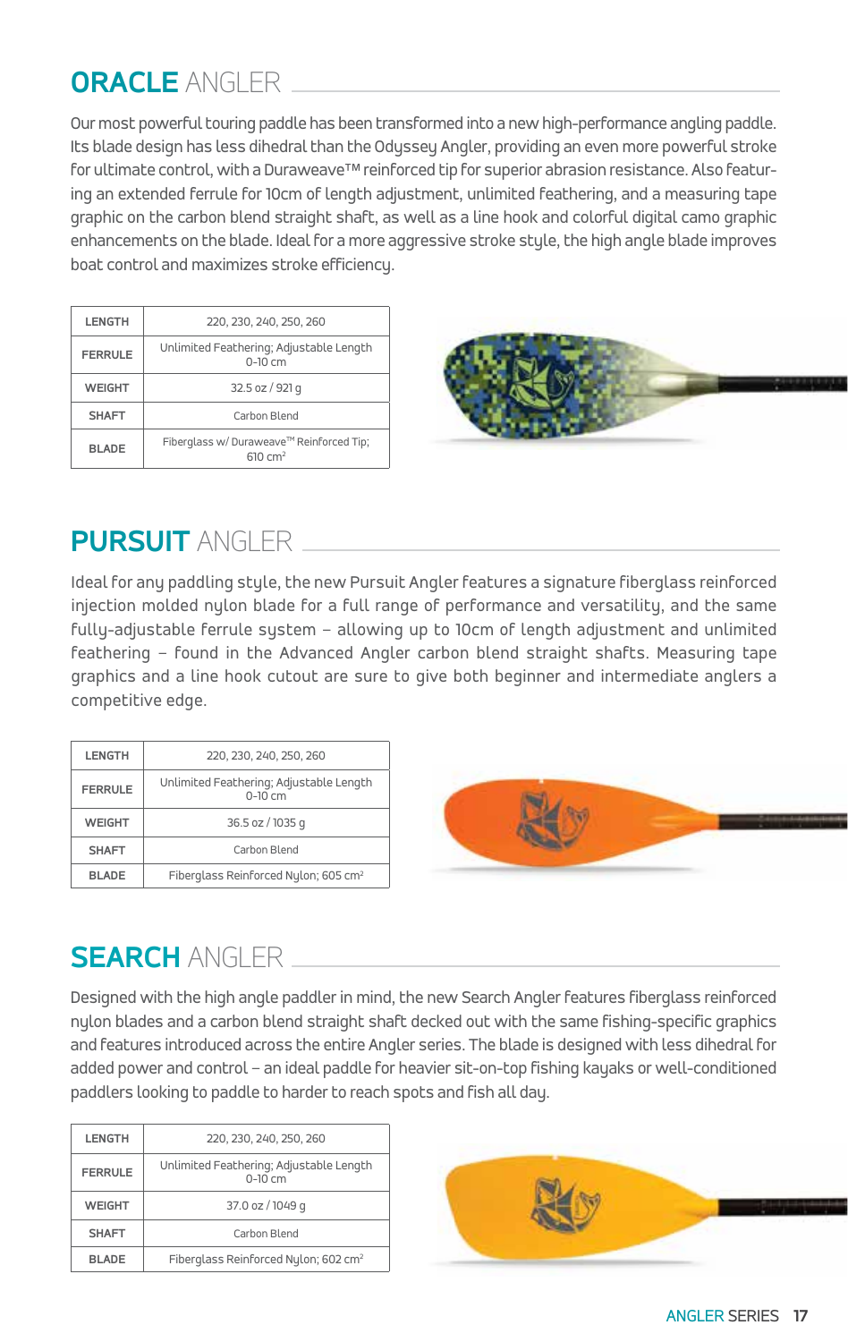## ORACLE ANGLER

Our most powerful touring paddle has been transformed into a new high-performance angling paddle. Its blade design has less dihedral than the Odyssey Angler, providing an even more powerful stroke for ultimate control, with a Duraweave™ reinforced tip for superior abrasion resistance. Also featuring an extended ferrule for 10cm of length adjustment, unlimited feathering, and a measuring tape graphic on the carbon blend straight shaft, as well as a line hook and colorful digital camo graphic enhancements on the blade. Ideal for a more aggressive stroke style, the high angle blade improves boat control and maximizes stroke efficiency.

| | |
|---|---|
| LENGTH | 220, 230, 240, 250, 260 |
| FERRULE | Unlimited Feathering; Adjustable Length 0-10 cm |
| WEIGHT | 32.5 oz / 921 g |
| SHAFT | Carbon Blend |
| BLADE | Fiberglass w/ Duraweave™ Reinforced Tip; 610 $cm^2$ |

## PURSUIT ANGLER

Ideal for any paddling style, the new Pursuit Angler features a signature fiberglass reinforced injection molded nylon blade for a full range of performance and versatility, and the same fully-adjustable ferrule system – allowing up to 10cm of length adjustment and unlimited feathering – found in the Advanced Angler carbon blend straight shafts. Measuring tape graphics and a line hook cutout are sure to give both beginner and intermediate anglers a competitive edge.

| | |
|---|---|
| LENGTH | 220, 230, 240, 250, 260 |
| FERRULE | Unlimited Feathering; Adjustable Length 0-10 cm |
| WEIGHT | 36.5 oz / 1035 g |
| SHAFT | Carbon Blend |
| BLADE | Fiberglass Reinforced Nylon; 605 $cm^2$ |

## SEARCH ANGLER

Designed with the high angle paddler in mind, the new Search Angler features fiberglass reinforced nylon blades and a carbon blend straight shaft decked out with the same fishing-specific graphics and features introduced across the entire Angler series. The blade is designed with less dihedral for added power and control – an ideal paddle for heavier sit-on-top fishing kayaks or well-conditioned paddlers looking to paddle to harder to reach spots and fish all day.

| | |
|---|---|
| LENGTH | 220, 230, 240, 250, 260 |
| FERRULE | Unlimited Feathering; Adjustable Length 0-10 cm |
| WEIGHT | 37.0 oz / 1049 g |
| SHAFT | Carbon Blend |
| BLADE | Fiberglass Reinforced Nylon; 602 $cm^2$ |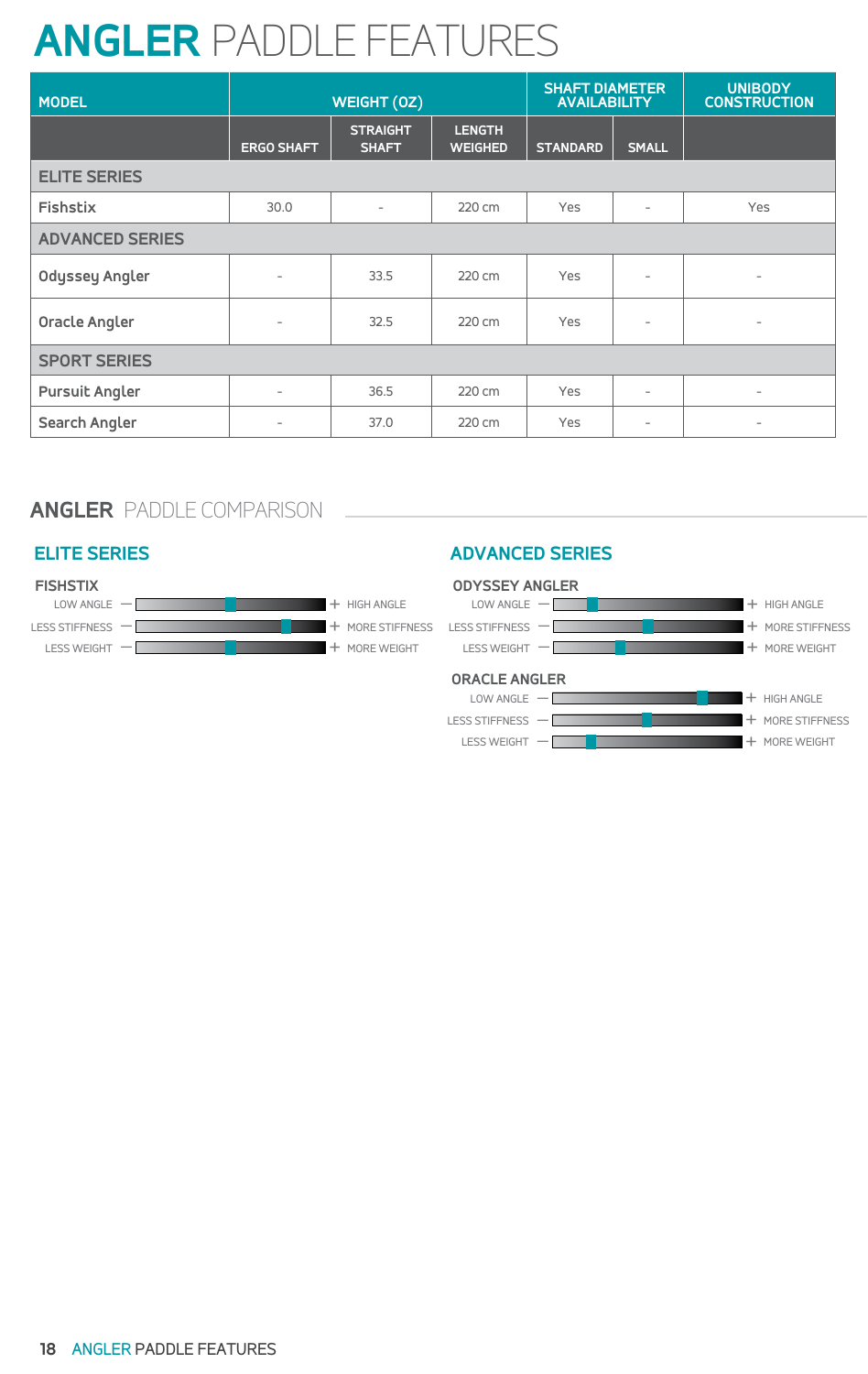# ANGLER PADDLE FEATURES

| MODEL | WEIGHT (OZ) | | | SHAFT DIAMETER AVAILABILITY | | UNIBODY CONSTRUCTION |
|---|---|---|---|---|---|---|
| | ERGO SHAFT | STRAIGHT SHAFT | LENGTH WEIGHED | STANDARD | SMALL | |
| **ELITE SERIES** | | | | | | |
| Fishstix | 30.0 | - | 220 cm | Yes | - | Yes |
| **ADVANCED SERIES** | | | | | | |
| Odyssey Angler | - | 33.5 | 220 cm | Yes | - | - |
| Oracle Angler | - | 32.5 | 220 cm | Yes | - | - |
| **SPORT SERIES** | | | | | | |
| Pursuit Angler | - | 36.5 | 220 cm | Yes | - | - |
| Search Angler | - | 37.0 | 220 cm | Yes | - | - |

## ANGLER PADDLE COMPARISON

### ELITE SERIES

**FISHSTIX**

LOW ANGLE — + HIGH ANGLE

LESS STIFFNESS — + MORE STIFFNESS

LESS WEIGHT — + MORE WEIGHT

### ADVANCED SERIES

**ODYSSEY ANGLER**

LOW ANGLE — + HIGH ANGLE

LESS STIFFNESS — + MORE STIFFNESS

LESS WEIGHT — + MORE WEIGHT

**ORACLE ANGLER**

LOW ANGLE — + HIGH ANGLE

LESS STIFFNESS — + MORE STIFFNESS

LESS WEIGHT — + MORE WEIGHT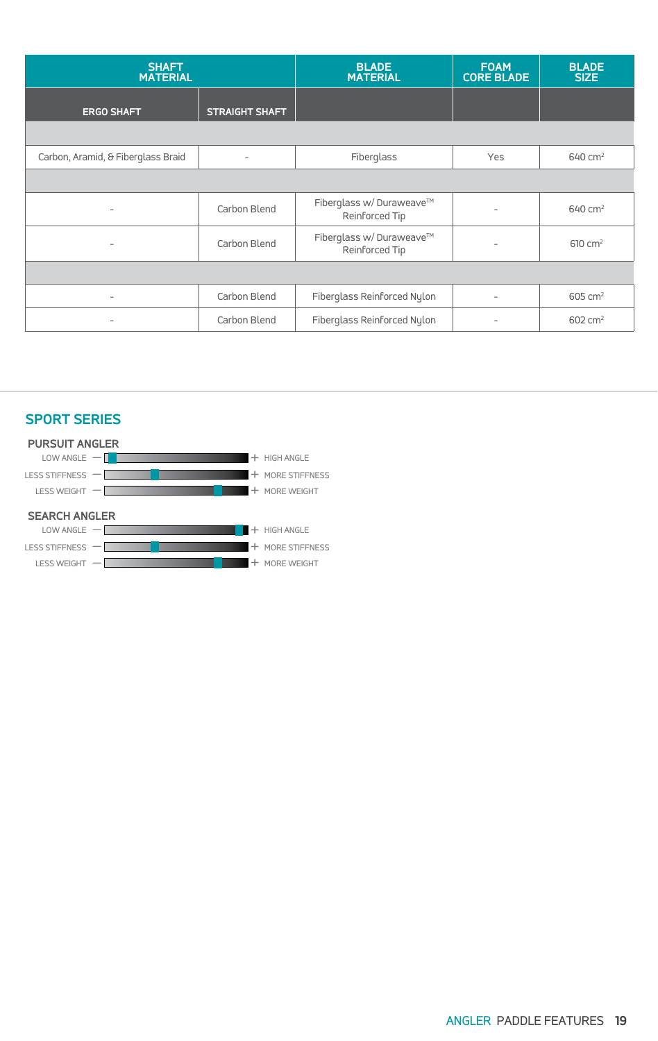| SHAFT MATERIAL | | BLADE MATERIAL | FOAM CORE BLADE | BLADE SIZE |
|---|---|---|---|---|
| ERGO SHAFT | STRAIGHT SHAFT | | | |
| | | | | |
| Carbon, Aramid, & Fiberglass Braid | - | Fiberglass | Yes | 640 cm² |
| | | | | |
| - | Carbon Blend | Fiberglass w/ Duraweave™ Reinforced Tip | - | 640 cm² |
| - | Carbon Blend | Fiberglass w/ Duraweave™ Reinforced Tip | - | 610 cm² |
| | | | | |
| - | Carbon Blend | Fiberglass Reinforced Nylon | - | 605 cm² |
| - | Carbon Blend | Fiberglass Reinforced Nylon | - | 602 cm² |

## SPORT SERIES

### PURSUIT ANGLER

LOW ANGLE — + HIGH ANGLE

LESS STIFFNESS — + MORE STIFFNESS

LESS WEIGHT — + MORE WEIGHT

### SEARCH ANGLER

LOW ANGLE — + HIGH ANGLE

LESS STIFFNESS — + MORE STIFFNESS

LESS WEIGHT — + MORE WEIGHT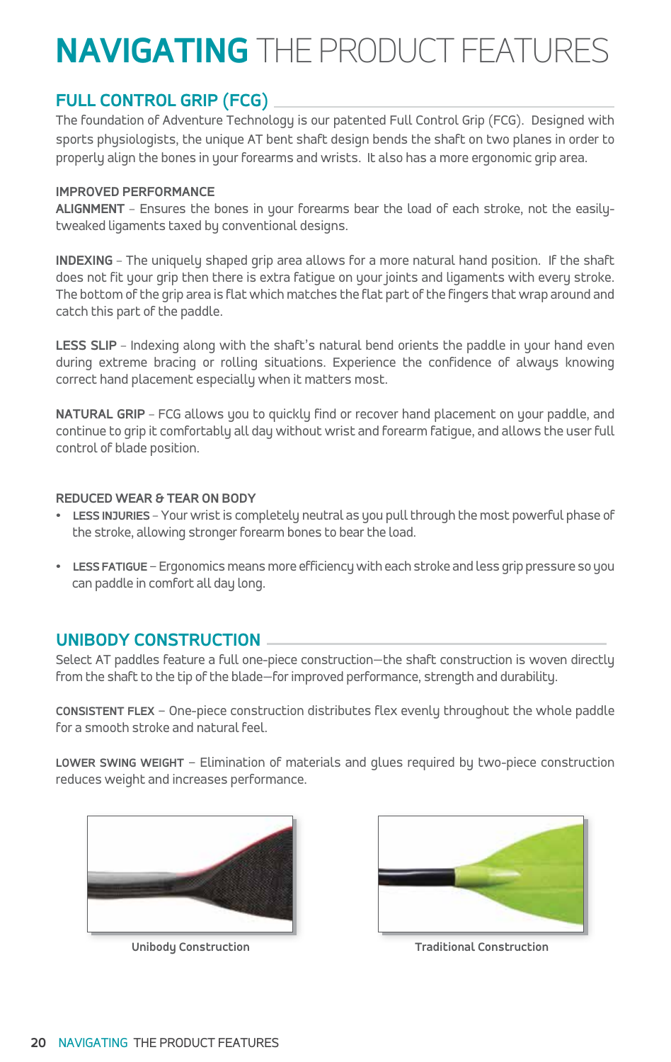# **NAVIGATING** THE PRODUCT FEATURES

## FULL CONTROL GRIP (FCG)

The foundation of Adventure Technology is our patented Full Control Grip (FCG). Designed with sports physiologists, the unique AT bent shaft design bends the shaft on two planes in order to properly align the bones in your forearms and wrists. It also has a more ergonomic grip area.

### IMPROVED PERFORMANCE

**ALIGNMENT** – Ensures the bones in your forearms bear the load of each stroke, not the easily-tweaked ligaments taxed by conventional designs.

**INDEXING** – The uniquely shaped grip area allows for a more natural hand position. If the shaft does not fit your grip then there is extra fatigue on your joints and ligaments with every stroke. The bottom of the grip area is flat which matches the flat part of the fingers that wrap around and catch this part of the paddle.

**LESS SLIP** – Indexing along with the shaft's natural bend orients the paddle in your hand even during extreme bracing or rolling situations. Experience the confidence of always knowing correct hand placement especially when it matters most.

**NATURAL GRIP** – FCG allows you to quickly find or recover hand placement on your paddle, and continue to grip it comfortably all day without wrist and forearm fatigue, and allows the user full control of blade position.

### REDUCED WEAR & TEAR ON BODY

- **LESS INJURIES** – Your wrist is completely neutral as you pull through the most powerful phase of the stroke, allowing stronger forearm bones to bear the load.
- **LESS FATIGUE** – Ergonomics means more efficiency with each stroke and less grip pressure so you can paddle in comfort all day long.

## UNIBODY CONSTRUCTION

Select AT paddles feature a full one-piece construction—the shaft construction is woven directly from the shaft to the tip of the blade—for improved performance, strength and durability.

**CONSISTENT FLEX** – One-piece construction distributes flex evenly throughout the whole paddle for a smooth stroke and natural feel.

**LOWER SWING WEIGHT** – Elimination of materials and glues required by two-piece construction reduces weight and increases performance.

Unibody Construction

Traditional Construction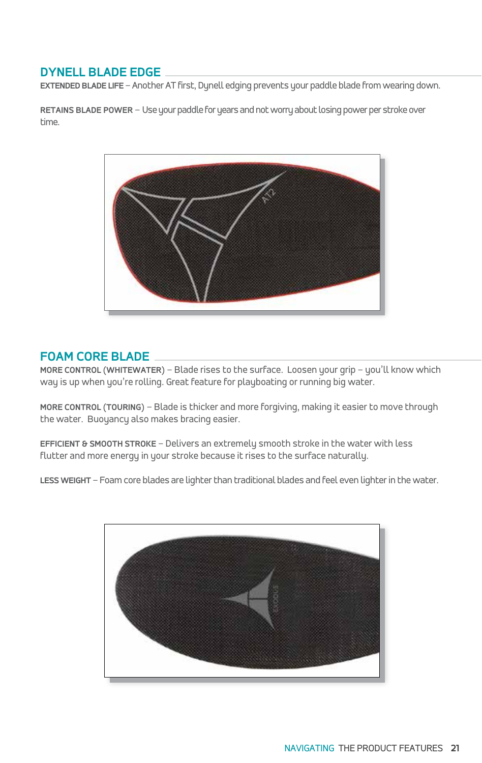## DYNELL BLADE EDGE

**EXTENDED BLADE LIFE** – Another AT first, Dynell edging prevents your paddle blade from wearing down.

**RETAINS BLADE POWER** – Use your paddle for years and not worry about losing power per stroke over time.

## FOAM CORE BLADE

**MORE CONTROL (WHITEWATER)** – Blade rises to the surface. Loosen your grip – you'll know which way is up when you're rolling. Great feature for playboating or running big water.

**MORE CONTROL (TOURING)** – Blade is thicker and more forgiving, making it easier to move through the water. Buoyancy also makes bracing easier.

**EFFICIENT & SMOOTH STROKE** – Delivers an extremely smooth stroke in the water with less flutter and more energy in your stroke because it rises to the surface naturally.

**LESS WEIGHT** – Foam core blades are lighter than traditional blades and feel even lighter in the water.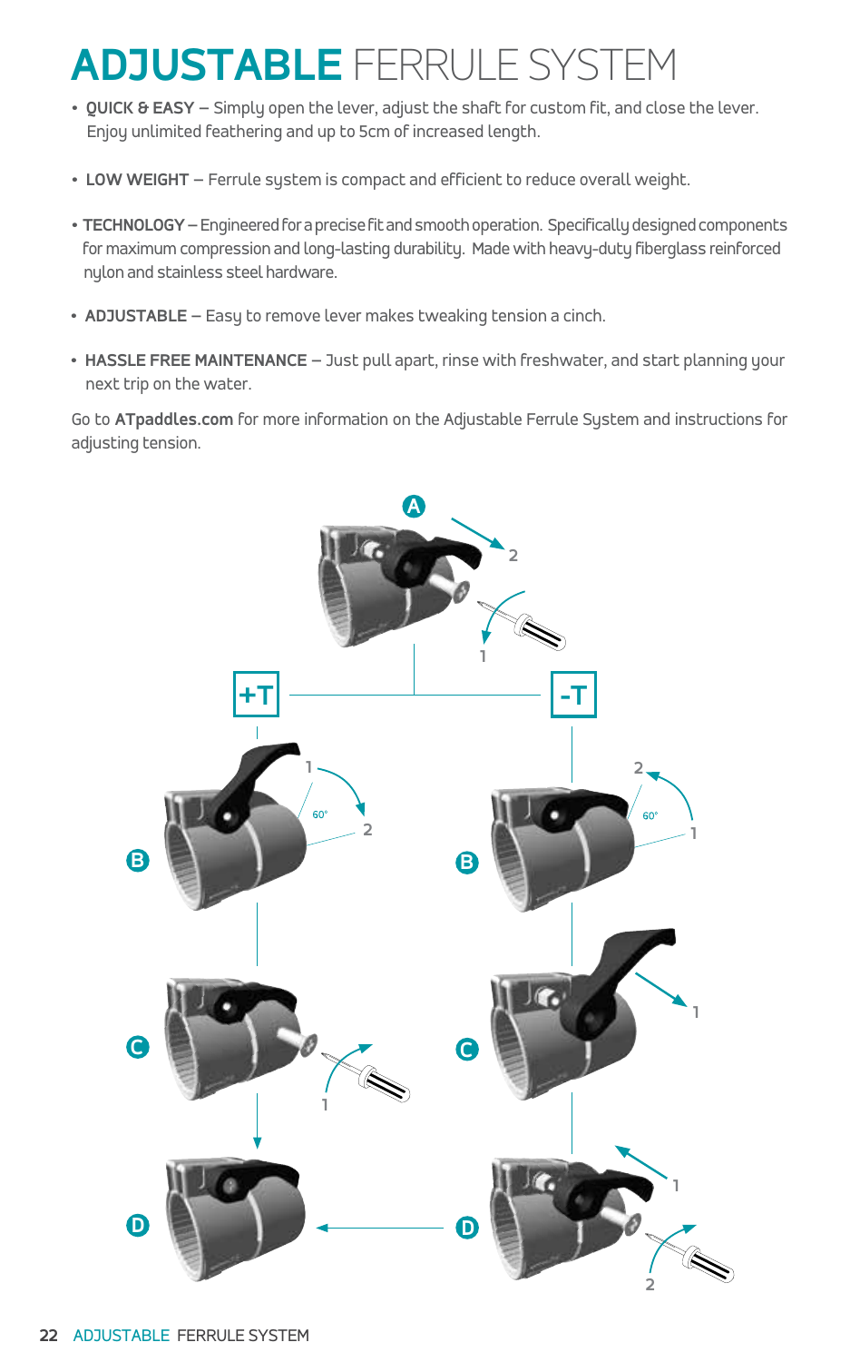# ADJUSTABLE FERRULE SYSTEM

- **QUICK & EASY** – Simply open the lever, adjust the shaft for custom fit, and close the lever. Enjoy unlimited feathering and up to 5cm of increased length.
- **LOW WEIGHT** – Ferrule system is compact and efficient to reduce overall weight.
- **TECHNOLOGY** – Engineered for a precise fit and smooth operation. Specifically designed components for maximum compression and long-lasting durability. Made with heavy-duty fiberglass reinforced nylon and stainless steel hardware.
- **ADJUSTABLE** – Easy to remove lever makes tweaking tension a cinch.
- **HASSLE FREE MAINTENANCE** – Just pull apart, rinse with freshwater, and start planning your next trip on the water.

Go to **ATpaddles.com** for more information on the Adjustable Ferrule System and instructions for adjusting tension.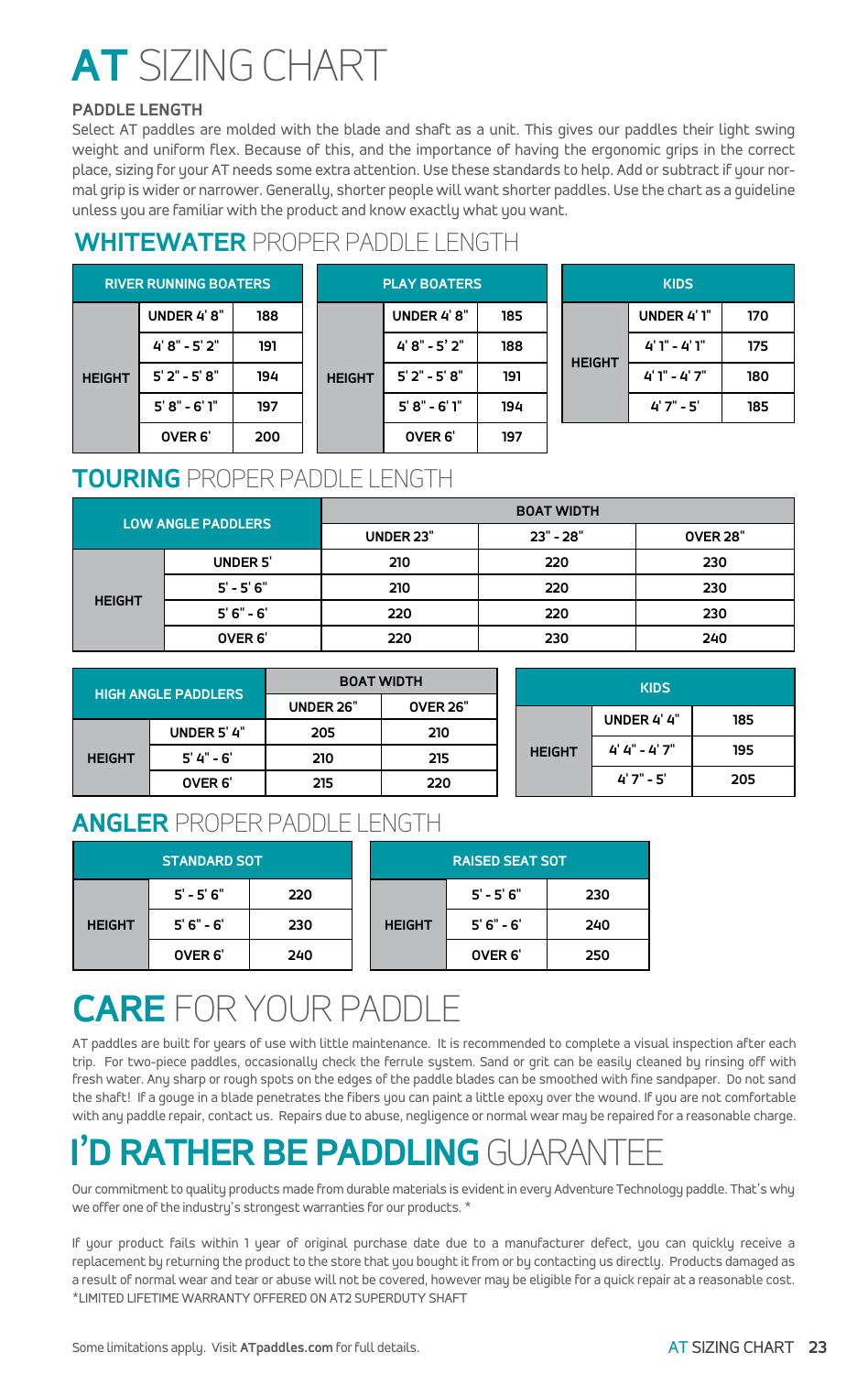# **AT** SIZING CHART

### PADDLE LENGTH

Select AT paddles are molded with the blade and shaft as a unit. This gives our paddles their light swing weight and uniform flex. Because of this, and the importance of having the ergonomic grips in the correct place, sizing for your AT needs some extra attention. Use these standards to help. Add or subtract if your normal grip is wider or narrower. Generally, shorter people will want shorter paddles. Use the chart as a guideline unless you are familiar with the product and know exactly what you want.

## **WHITEWATER** PROPER PADDLE LENGTH

| RIVER RUNNING BOATERS | | |
|---|---|---|
| HEIGHT | UNDER 4' 8" | 188 |
| | 4' 8" - 5' 2" | 191 |
| | 5' 2" - 5' 8" | 194 |
| | 5' 8" - 6' 1" | 197 |
| | OVER 6' | 200 |

| PLAY BOATERS | | |
|---|---|---|
| HEIGHT | UNDER 4' 8" | 185 |
| | 4' 8" - 5' 2" | 188 |
| | 5' 2" - 5' 8" | 191 |
| | 5' 8" - 6' 1" | 194 |
| | OVER 6' | 197 |

| KIDS | | |
|---|---|---|
| HEIGHT | UNDER 4' 1" | 170 |
| | 4' 1" - 4' 1" | 175 |
| | 4' 1" - 4' 7" | 180 |
| | 4' 7" - 5' | 185 |

## **TOURING** PROPER PADDLE LENGTH

| LOW ANGLE PADDLERS | | BOAT WIDTH | | |
|---|---|---|---|---|
| | | UNDER 23" | 23" - 28" | OVER 28" |
| HEIGHT | UNDER 5' | 210 | 220 | 230 |
| | 5' - 5' 6" | 210 | 220 | 230 |
| | 5' 6" - 6' | 220 | 220 | 230 |
| | OVER 6' | 220 | 230 | 240 |

| HIGH ANGLE PADDLERS | | BOAT WIDTH | |
|---|---|---|---|
| | | UNDER 26" | OVER 26" |
| HEIGHT | UNDER 5' 4" | 205 | 210 |
| | 5' 4" - 6' | 210 | 215 |
| | OVER 6' | 215 | 220 |

| KIDS | | |
|---|---|---|
| HEIGHT | UNDER 4' 4" | 185 |
| | 4' 4" - 4' 7" | 195 |
| | 4' 7" - 5' | 205 |

## **ANGLER** PROPER PADDLE LENGTH

| STANDARD SOT | | |
|---|---|---|
| HEIGHT | 5' - 5' 6" | 220 |
| | 5' 6" - 6' | 230 |
| | OVER 6' | 240 |

| RAISED SEAT SOT | | |
|---|---|---|
| HEIGHT | 5' - 5' 6" | 230 |
| | 5' 6" - 6' | 240 |
| | OVER 6' | 250 |

# **CARE** FOR YOUR PADDLE

AT paddles are built for years of use with little maintenance. It is recommended to complete a visual inspection after each trip. For two-piece paddles, occasionally check the ferrule system. Sand or grit can be easily cleaned by rinsing off with fresh water. Any sharp or rough spots on the edges of the paddle blades can be smoothed with fine sandpaper. Do not sand the shaft! If a gouge in a blade penetrates the fibers you can paint a little epoxy over the wound. If you are not comfortable with any paddle repair, contact us. Repairs due to abuse, negligence or normal wear may be repaired for a reasonable charge.

# **I'D RATHER BE PADDLING** GUARANTEE

Our commitment to quality products made from durable materials is evident in every Adventure Technology paddle. That's why we offer one of the industry's strongest warranties for our products. *

If your product fails within 1 year of original purchase date due to a manufacturer defect, you can quickly receive a replacement by returning the product to the store that you bought it from or by contacting us directly. Products damaged as a result of normal wear and tear or abuse will not be covered, however may be eligible for a quick repair at a reasonable cost.
*LIMITED LIFETIME WARRANTY OFFERED ON AT2 SUPERDUTY SHAFT

Some limitations apply. Visit **ATpaddles.com** for full details.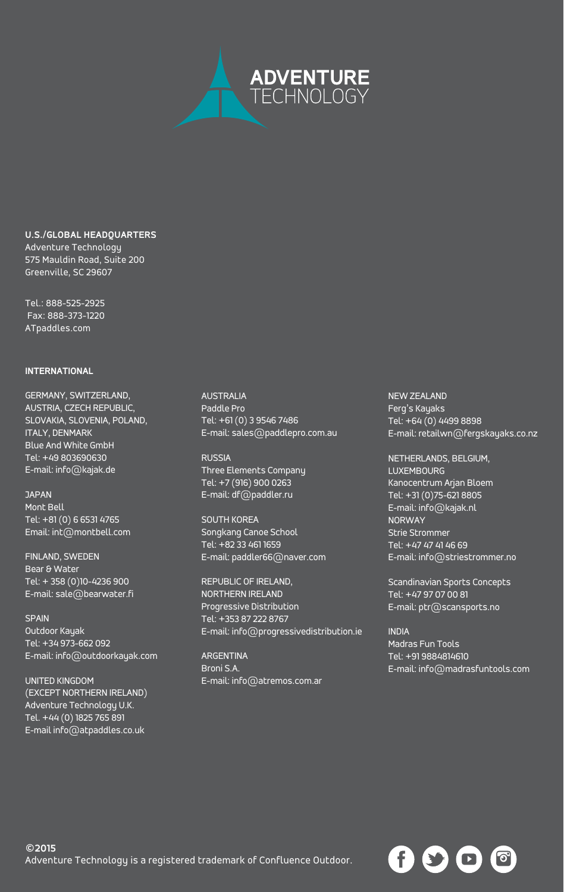ADVENTURE TECHNOLOGY

**U.S./GLOBAL HEADQUARTERS**
Adventure Technology
575 Mauldin Road, Suite 200
Greenville, SC 29607

Tel.: 888-525-2925
Fax: 888-373-1220
ATpaddles.com

**INTERNATIONAL**

GERMANY, SWITZERLAND, AUSTRIA, CZECH REPUBLIC, SLOVAKIA, SLOVENIA, POLAND, ITALY, DENMARK
Blue And White GmbH
Tel: +49 803690630
E-mail: info@kajak.de

JAPAN
Mont Bell
Tel: +81 (0) 6 6531 4765
Email: int@montbell.com

FINLAND, SWEDEN
Bear & Water
Tel: + 358 (0)10-4236 900
E-mail: sale@bearwater.fi

SPAIN
Outdoor Kayak
Tel: +34 973-662 092
E-mail: info@outdoorkayak.com

UNITED KINGDOM (EXCEPT NORTHERN IRELAND)
Adventure Technology U.K.
Tel. +44 (0) 1825 765 891
E-mail info@atpaddles.co.uk

AUSTRALIA
Paddle Pro
Tel: +61 (0) 3 9546 7486
E-mail: sales@paddlepro.com.au

RUSSIA
Three Elements Company
Tel: +7 (916) 900 0263
E-mail: df@paddler.ru

SOUTH KOREA
Songkang Canoe School
Tel: +82 33 461 1659
E-mail: paddler66@naver.com

REPUBLIC OF IRELAND, NORTHERN IRELAND
Progressive Distribution
Tel: +353 87 222 8767
E-mail: info@progressivedistribution.ie

ARGENTINA
Broni S.A.
E-mail: info@atremos.com.ar

NEW ZEALAND
Ferg's Kayaks
Tel: +64 (0) 4499 8898
E-mail: retailwn@fergskayaks.co.nz

NETHERLANDS, BELGIUM, LUXEMBOURG
Kanocentrum Arjan Bloem
Tel: +31 (0)75-621 8805
E-mail: info@kajak.nl

NORWAY
Strie Strommer
Tel: +47 47 41 46 69
E-mail: info@striestrommer.no

Scandinavian Sports Concepts
Tel: +47 97 07 00 81
E-mail: ptr@scansports.no

INDIA
Madras Fun Tools
Tel: +91 9884814610
E-mail: info@madrasfuntools.com

**©2015**
Adventure Technology is a registered trademark of Confluence Outdoor.